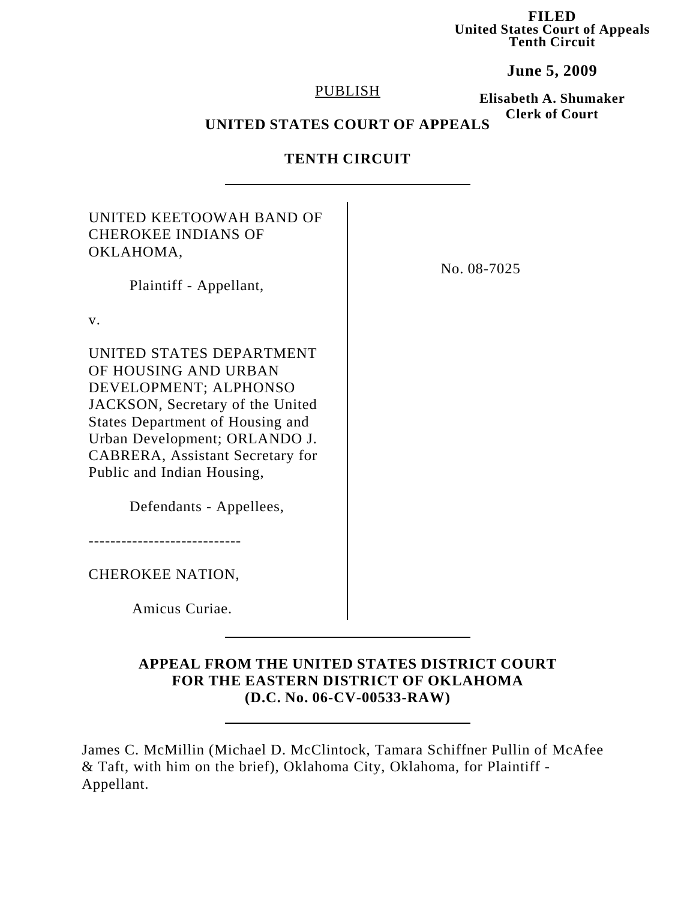**FILED**
**United States Court of Appeals**
**Tenth Circuit**

**June 5, 2009**

**Elisabeth A. Shumaker**
**Clerk of Court**

PUBLISH

**UNITED STATES COURT OF APPEALS**

**TENTH CIRCUIT**

---

UNITED KEETOOWAH BAND OF CHEROKEE INDIANS OF OKLAHOMA,

Plaintiff - Appellant,

v.

UNITED STATES DEPARTMENT OF HOUSING AND URBAN DEVELOPMENT; ALPHONSO JACKSON, Secretary of the United States Department of Housing and Urban Development; ORLANDO J. CABRERA, Assistant Secretary for Public and Indian Housing,

Defendants - Appellees,

----------------------------

CHEROKEE NATION,

Amicus Curiae.

No. 08-7025

---

**APPEAL FROM THE UNITED STATES DISTRICT COURT FOR THE EASTERN DISTRICT OF OKLAHOMA (D.C. No. 06-CV-00533-RAW)**

---

James C. McMillin (Michael D. McClintock, Tamara Schiffner Pullin of McAfee & Taft, with him on the brief), Oklahoma City, Oklahoma, for Plaintiff - Appellant.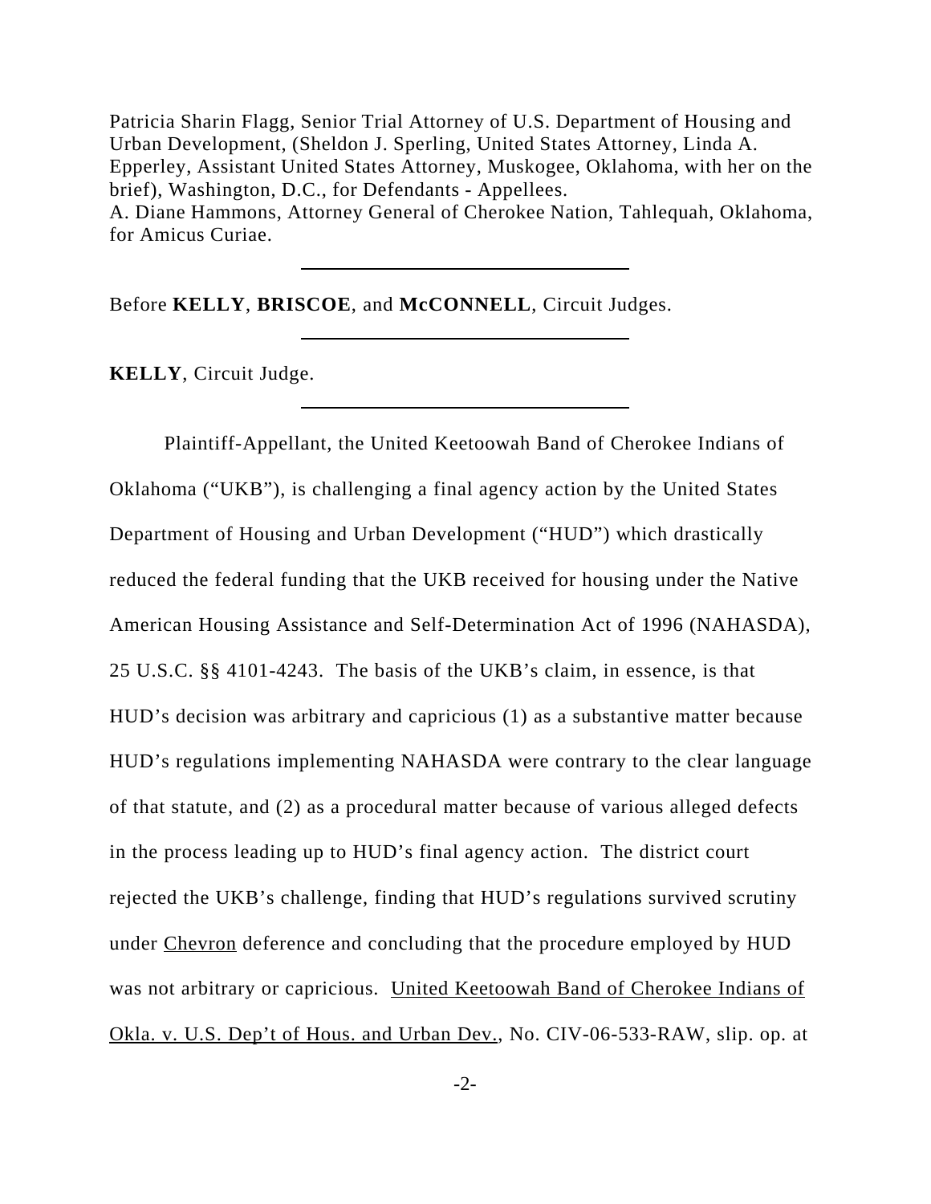Patricia Sharin Flagg, Senior Trial Attorney of U.S. Department of Housing and Urban Development, (Sheldon J. Sperling, United States Attorney, Linda A. Epperley, Assistant United States Attorney, Muskogee, Oklahoma, with her on the brief), Washington, D.C., for Defendants - Appellees.
A. Diane Hammons, Attorney General of Cherokee Nation, Tahlequah, Oklahoma, for Amicus Curiae.

---

Before **KELLY**, **BRISCOE**, and **McCONNELL**, Circuit Judges.

---

**KELLY**, Circuit Judge.

---

Plaintiff-Appellant, the United Keetoowah Band of Cherokee Indians of Oklahoma ("UKB"), is challenging a final agency action by the United States Department of Housing and Urban Development ("HUD") which drastically reduced the federal funding that the UKB received for housing under the Native American Housing Assistance and Self-Determination Act of 1996 (NAHASDA), 25 U.S.C. §§ 4101-4243. The basis of the UKB's claim, in essence, is that HUD's decision was arbitrary and capricious (1) as a substantive matter because HUD's regulations implementing NAHASDA were contrary to the clear language of that statute, and (2) as a procedural matter because of various alleged defects in the process leading up to HUD's final agency action. The district court rejected the UKB's challenge, finding that HUD's regulations survived scrutiny under Chevron deference and concluding that the procedure employed by HUD was not arbitrary or capricious. United Keetoowah Band of Cherokee Indians of Okla. v. U.S. Dep't of Hous. and Urban Dev., No. CIV-06-533-RAW, slip. op. at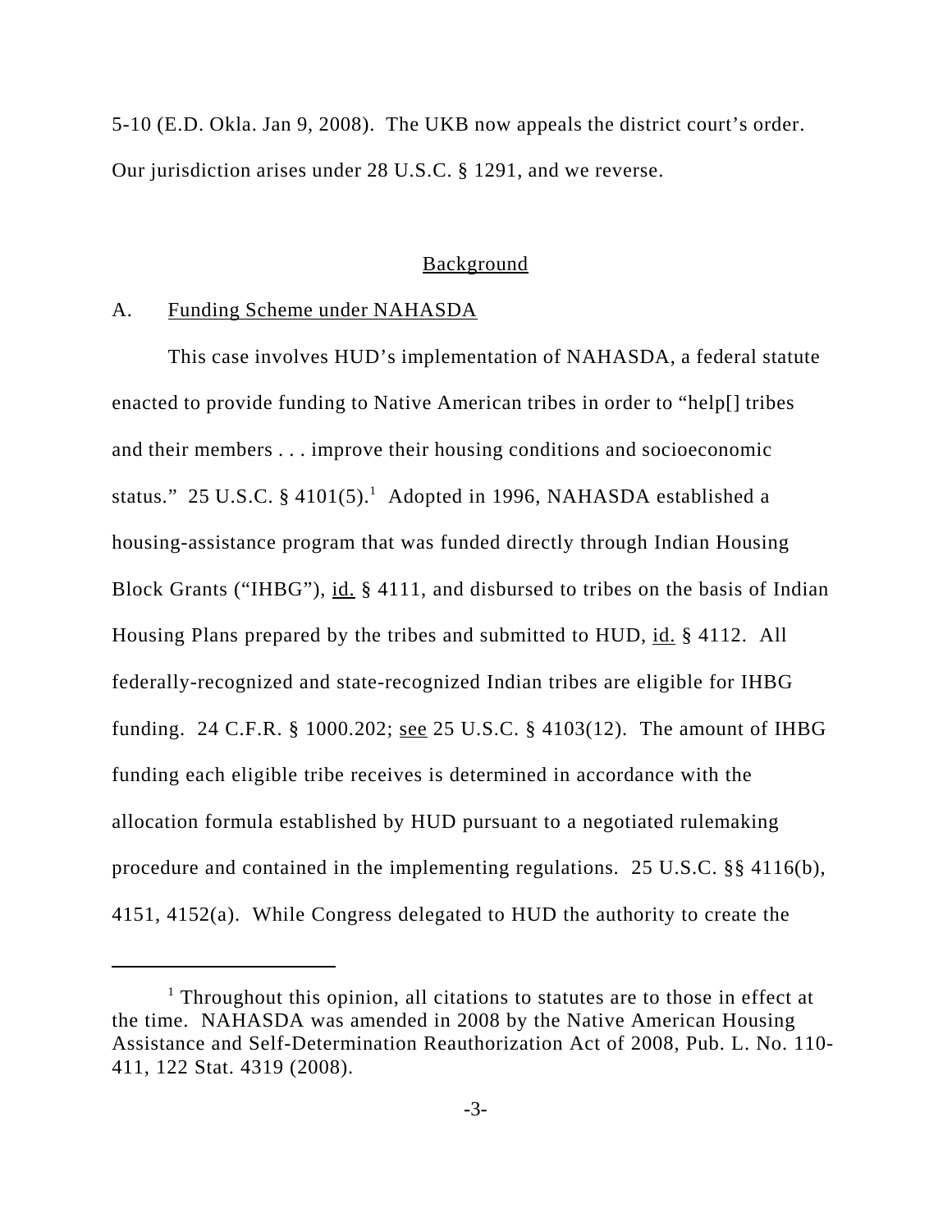5-10 (E.D. Okla. Jan 9, 2008). The UKB now appeals the district court's order. Our jurisdiction arises under 28 U.S.C. § 1291, and we reverse.

## Background

### A. Funding Scheme under NAHASDA

This case involves HUD's implementation of NAHASDA, a federal statute enacted to provide funding to Native American tribes in order to "help[] tribes and their members . . . improve their housing conditions and socioeconomic status." 25 U.S.C. § 4101(5).[1] Adopted in 1996, NAHASDA established a housing-assistance program that was funded directly through Indian Housing Block Grants ("IHBG"), id. § 4111, and disbursed to tribes on the basis of Indian Housing Plans prepared by the tribes and submitted to HUD, id. § 4112. All federally-recognized and state-recognized Indian tribes are eligible for IHBG funding. 24 C.F.R. § 1000.202; see 25 U.S.C. § 4103(12). The amount of IHBG funding each eligible tribe receives is determined in accordance with the allocation formula established by HUD pursuant to a negotiated rulemaking procedure and contained in the implementing regulations. 25 U.S.C. §§ 4116(b), 4151, 4152(a). While Congress delegated to HUD the authority to create the

[1] Throughout this opinion, all citations to statutes are to those in effect at the time. NAHASDA was amended in 2008 by the Native American Housing Assistance and Self-Determination Reauthorization Act of 2008, Pub. L. No. 110-411, 122 Stat. 4319 (2008).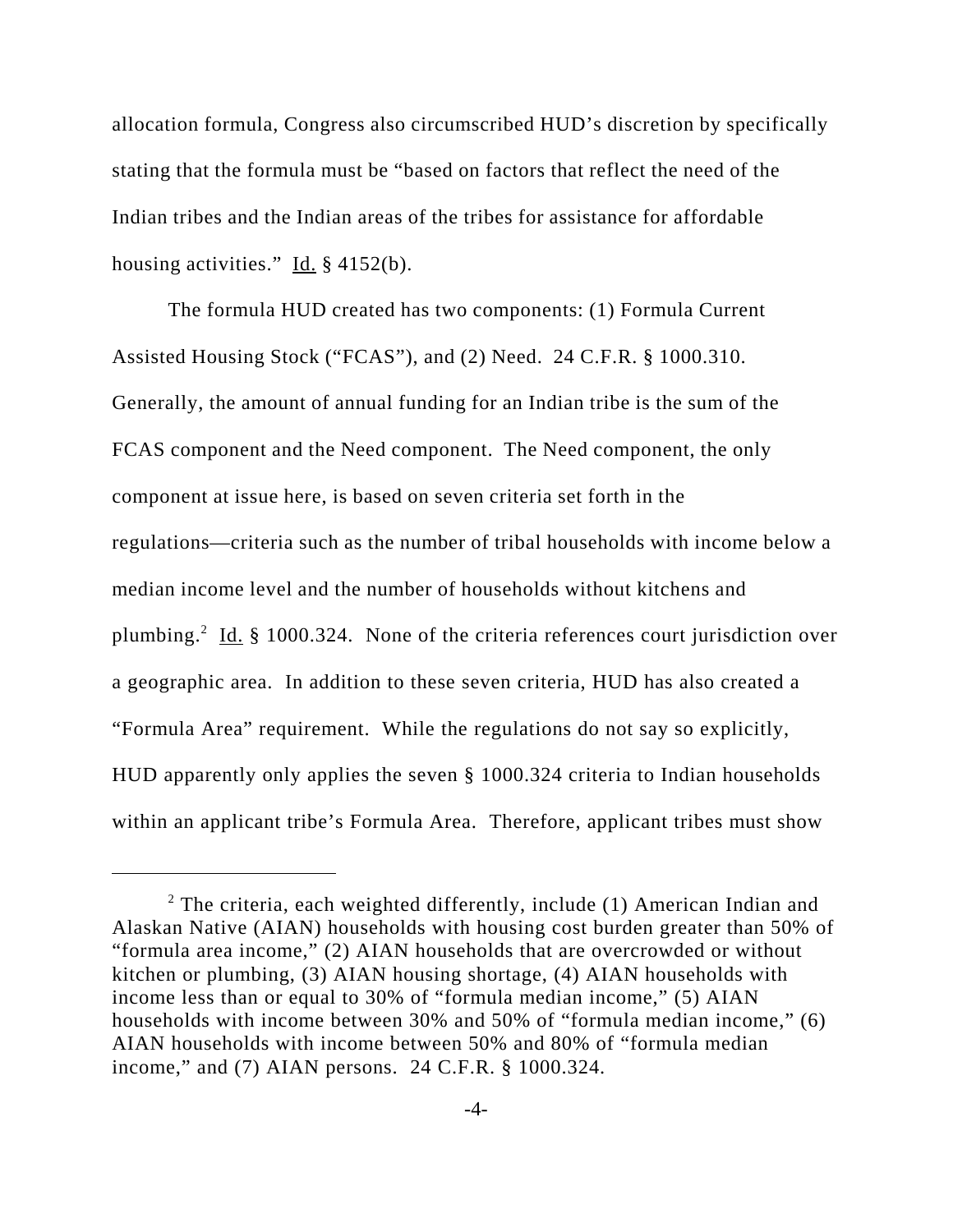allocation formula, Congress also circumscribed HUD's discretion by specifically stating that the formula must be "based on factors that reflect the need of the Indian tribes and the Indian areas of the tribes for assistance for affordable housing activities." Id. § 4152(b).

The formula HUD created has two components: (1) Formula Current Assisted Housing Stock ("FCAS"), and (2) Need. 24 C.F.R. § 1000.310. Generally, the amount of annual funding for an Indian tribe is the sum of the FCAS component and the Need component. The Need component, the only component at issue here, is based on seven criteria set forth in the regulations—criteria such as the number of tribal households with income below a median income level and the number of households without kitchens and plumbing.[2] Id. § 1000.324. None of the criteria references court jurisdiction over a geographic area. In addition to these seven criteria, HUD has also created a "Formula Area" requirement. While the regulations do not say so explicitly, HUD apparently only applies the seven § 1000.324 criteria to Indian households within an applicant tribe's Formula Area. Therefore, applicant tribes must show

[2] The criteria, each weighted differently, include (1) American Indian and Alaskan Native (AIAN) households with housing cost burden greater than 50% of "formula area income," (2) AIAN households that are overcrowded or without kitchen or plumbing, (3) AIAN housing shortage, (4) AIAN households with income less than or equal to 30% of "formula median income," (5) AIAN households with income between 30% and 50% of "formula median income," (6) AIAN households with income between 50% and 80% of "formula median income," and (7) AIAN persons. 24 C.F.R. § 1000.324.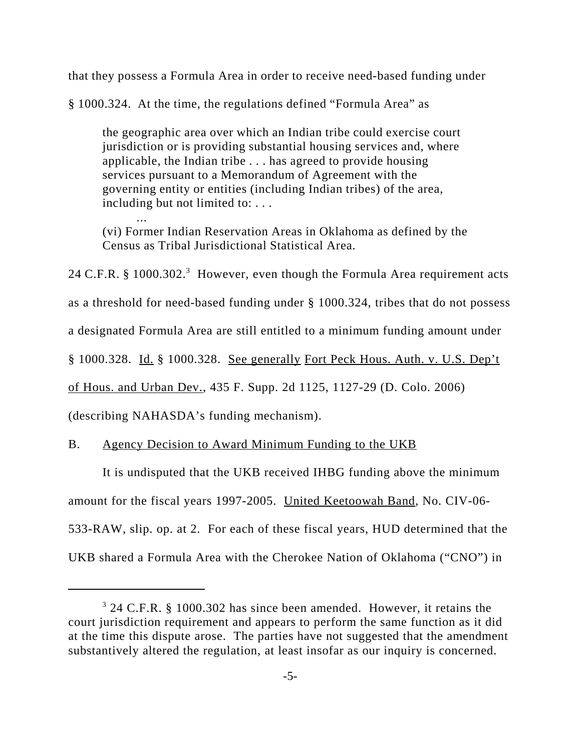that they possess a Formula Area in order to receive need-based funding under § 1000.324. At the time, the regulations defined "Formula Area" as

> the geographic area over which an Indian tribe could exercise court jurisdiction or is providing substantial housing services and, where applicable, the Indian tribe . . . has agreed to provide housing services pursuant to a Memorandum of Agreement with the governing entity or entities (including Indian tribes) of the area, including but not limited to: . . .
>
> ...
>
> (vi) Former Indian Reservation Areas in Oklahoma as defined by the Census as Tribal Jurisdictional Statistical Area.

24 C.F.R. § 1000.302.[3] However, even though the Formula Area requirement acts as a threshold for need-based funding under § 1000.324, tribes that do not possess a designated Formula Area are still entitled to a minimum funding amount under § 1000.328. Id. § 1000.328. See generally Fort Peck Hous. Auth. v. U.S. Dep't of Hous. and Urban Dev., 435 F. Supp. 2d 1125, 1127-29 (D. Colo. 2006) (describing NAHASDA's funding mechanism).

B. Agency Decision to Award Minimum Funding to the UKB

It is undisputed that the UKB received IHBG funding above the minimum amount for the fiscal years 1997-2005. United Keetoowah Band, No. CIV-06-533-RAW, slip. op. at 2. For each of these fiscal years, HUD determined that the UKB shared a Formula Area with the Cherokee Nation of Oklahoma ("CNO") in

[3] 24 C.F.R. § 1000.302 has since been amended. However, it retains the court jurisdiction requirement and appears to perform the same function as it did at the time this dispute arose. The parties have not suggested that the amendment substantively altered the regulation, at least insofar as our inquiry is concerned.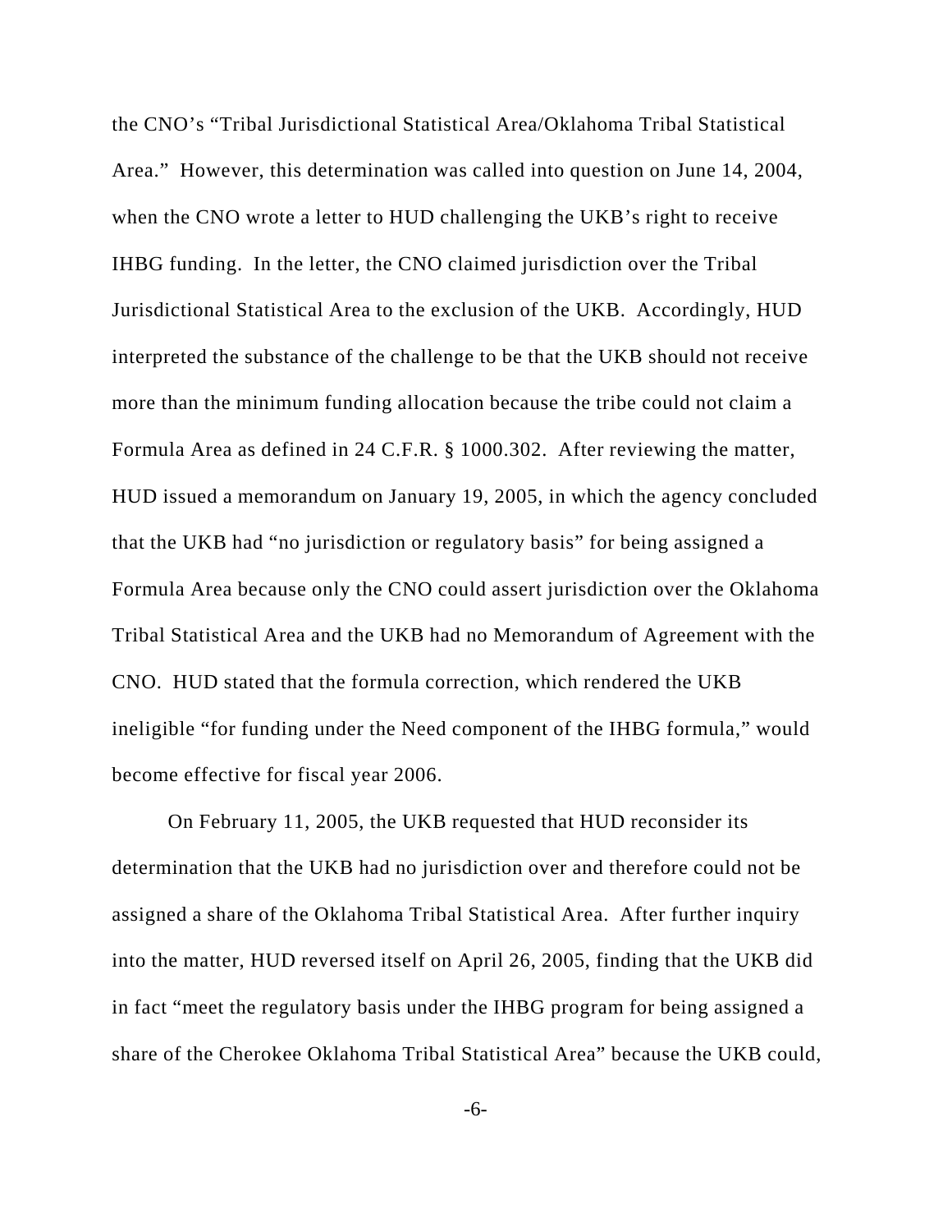the CNO's "Tribal Jurisdictional Statistical Area/Oklahoma Tribal Statistical Area." However, this determination was called into question on June 14, 2004, when the CNO wrote a letter to HUD challenging the UKB's right to receive IHBG funding. In the letter, the CNO claimed jurisdiction over the Tribal Jurisdictional Statistical Area to the exclusion of the UKB. Accordingly, HUD interpreted the substance of the challenge to be that the UKB should not receive more than the minimum funding allocation because the tribe could not claim a Formula Area as defined in 24 C.F.R. § 1000.302. After reviewing the matter, HUD issued a memorandum on January 19, 2005, in which the agency concluded that the UKB had "no jurisdiction or regulatory basis" for being assigned a Formula Area because only the CNO could assert jurisdiction over the Oklahoma Tribal Statistical Area and the UKB had no Memorandum of Agreement with the CNO. HUD stated that the formula correction, which rendered the UKB ineligible "for funding under the Need component of the IHBG formula," would become effective for fiscal year 2006.

On February 11, 2005, the UKB requested that HUD reconsider its determination that the UKB had no jurisdiction over and therefore could not be assigned a share of the Oklahoma Tribal Statistical Area. After further inquiry into the matter, HUD reversed itself on April 26, 2005, finding that the UKB did in fact "meet the regulatory basis under the IHBG program for being assigned a share of the Cherokee Oklahoma Tribal Statistical Area" because the UKB could,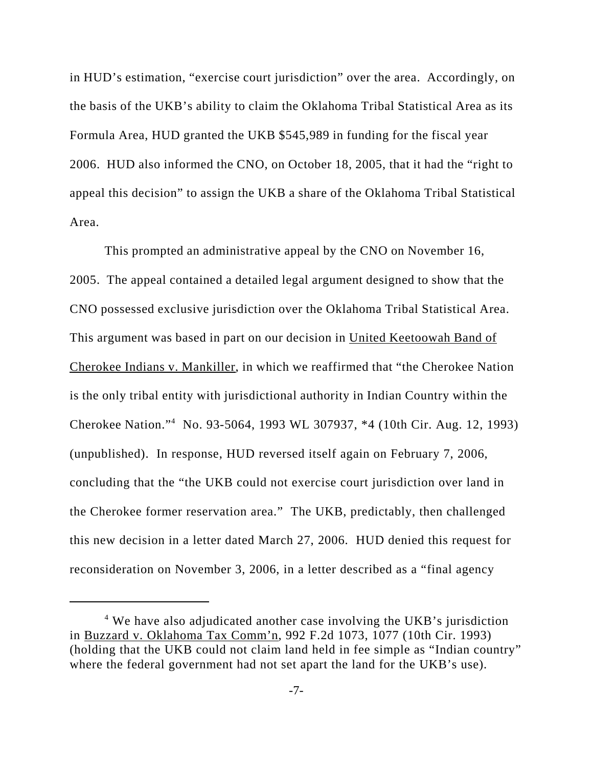in HUD's estimation, "exercise court jurisdiction" over the area. Accordingly, on the basis of the UKB's ability to claim the Oklahoma Tribal Statistical Area as its Formula Area, HUD granted the UKB $545,989 in funding for the fiscal year 2006. HUD also informed the CNO, on October 18, 2005, that it had the "right to appeal this decision" to assign the UKB a share of the Oklahoma Tribal Statistical Area.

This prompted an administrative appeal by the CNO on November 16, 2005. The appeal contained a detailed legal argument designed to show that the CNO possessed exclusive jurisdiction over the Oklahoma Tribal Statistical Area. This argument was based in part on our decision in United Keetoowah Band of Cherokee Indians v. Mankiller, in which we reaffirmed that "the Cherokee Nation is the only tribal entity with jurisdictional authority in Indian Country within the Cherokee Nation."[4] No. 93-5064, 1993 WL 307937, *4 (10th Cir. Aug. 12, 1993) (unpublished). In response, HUD reversed itself again on February 7, 2006, concluding that the "the UKB could not exercise court jurisdiction over land in the Cherokee former reservation area." The UKB, predictably, then challenged this new decision in a letter dated March 27, 2006. HUD denied this request for reconsideration on November 3, 2006, in a letter described as a "final agency

[4] We have also adjudicated another case involving the UKB's jurisdiction in Buzzard v. Oklahoma Tax Comm'n, 992 F.2d 1073, 1077 (10th Cir. 1993) (holding that the UKB could not claim land held in fee simple as "Indian country" where the federal government had not set apart the land for the UKB's use).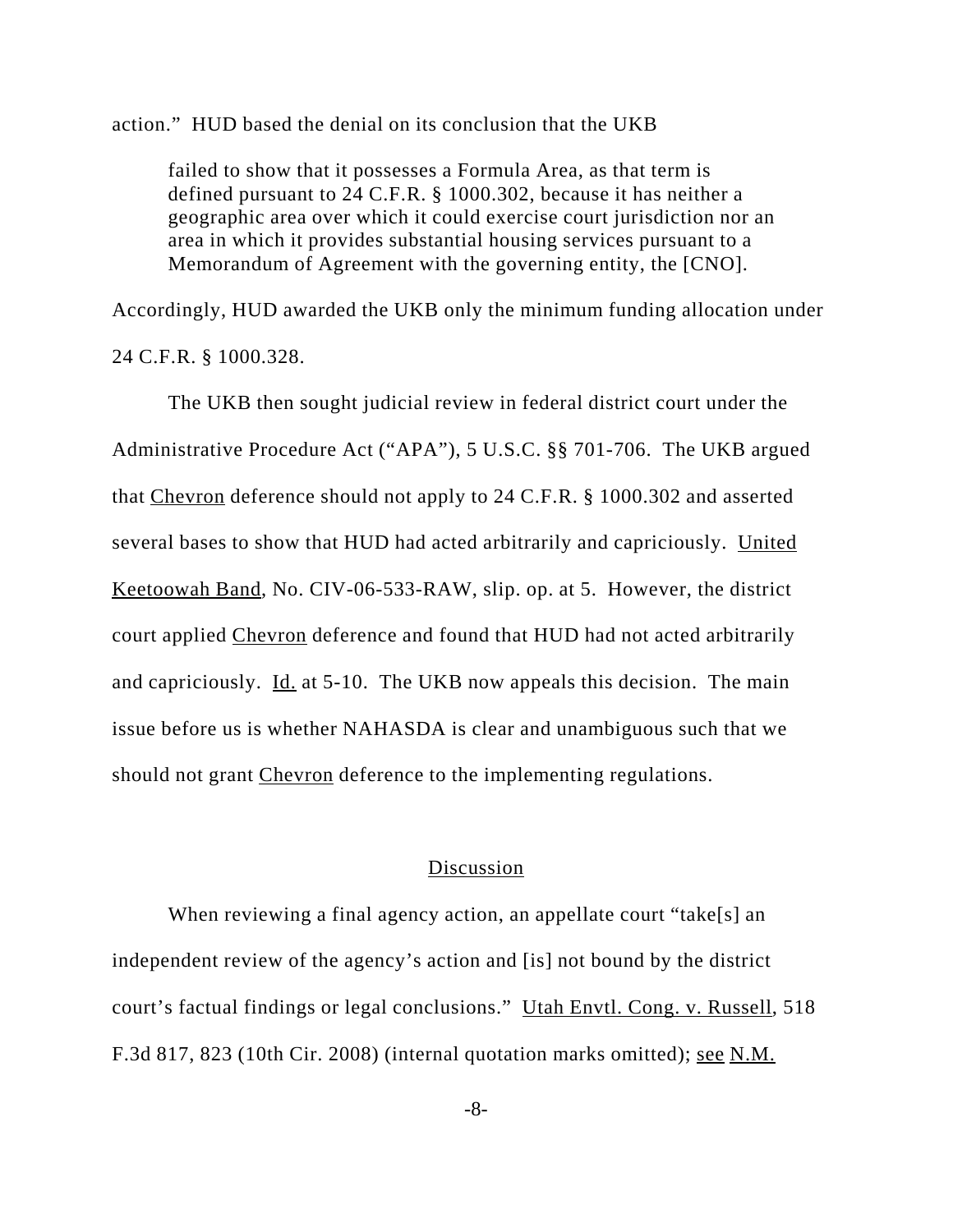action." HUD based the denial on its conclusion that the UKB

> failed to show that it possesses a Formula Area, as that term is defined pursuant to 24 C.F.R. § 1000.302, because it has neither a geographic area over which it could exercise court jurisdiction nor an area in which it provides substantial housing services pursuant to a Memorandum of Agreement with the governing entity, the [CNO].

Accordingly, HUD awarded the UKB only the minimum funding allocation under 24 C.F.R. § 1000.328.

The UKB then sought judicial review in federal district court under the Administrative Procedure Act ("APA"), 5 U.S.C. §§ 701-706. The UKB argued that Chevron deference should not apply to 24 C.F.R. § 1000.302 and asserted several bases to show that HUD had acted arbitrarily and capriciously. United Keetoowah Band, No. CIV-06-533-RAW, slip. op. at 5. However, the district court applied Chevron deference and found that HUD had not acted arbitrarily and capriciously. Id. at 5-10. The UKB now appeals this decision. The main issue before us is whether NAHASDA is clear and unambiguous such that we should not grant Chevron deference to the implementing regulations.

## Discussion

When reviewing a final agency action, an appellate court "take[s] an independent review of the agency's action and [is] not bound by the district court's factual findings or legal conclusions." Utah Envtl. Cong. v. Russell, 518 F.3d 817, 823 (10th Cir. 2008) (internal quotation marks omitted); see N.M.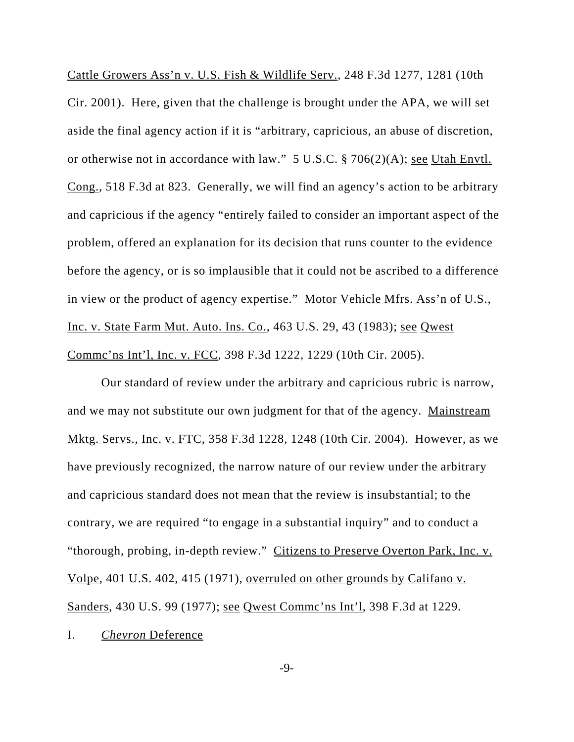Cattle Growers Ass'n v. U.S. Fish & Wildlife Serv., 248 F.3d 1277, 1281 (10th Cir. 2001). Here, given that the challenge is brought under the APA, we will set aside the final agency action if it is "arbitrary, capricious, an abuse of discretion, or otherwise not in accordance with law." 5 U.S.C. § 706(2)(A); see Utah Envtl. Cong., 518 F.3d at 823. Generally, we will find an agency's action to be arbitrary and capricious if the agency "entirely failed to consider an important aspect of the problem, offered an explanation for its decision that runs counter to the evidence before the agency, or is so implausible that it could not be ascribed to a difference in view or the product of agency expertise." Motor Vehicle Mfrs. Ass'n of U.S., Inc. v. State Farm Mut. Auto. Ins. Co., 463 U.S. 29, 43 (1983); see Qwest Commc'ns Int'l, Inc. v. FCC, 398 F.3d 1222, 1229 (10th Cir. 2005).

Our standard of review under the arbitrary and capricious rubric is narrow, and we may not substitute our own judgment for that of the agency. Mainstream Mktg. Servs., Inc. v. FTC, 358 F.3d 1228, 1248 (10th Cir. 2004). However, as we have previously recognized, the narrow nature of our review under the arbitrary and capricious standard does not mean that the review is insubstantial; to the contrary, we are required "to engage in a substantial inquiry" and to conduct a "thorough, probing, in-depth review." Citizens to Preserve Overton Park, Inc. v. Volpe, 401 U.S. 402, 415 (1971), overruled on other grounds by Califano v. Sanders, 430 U.S. 99 (1977); see Qwest Commc'ns Int'l, 398 F.3d at 1229.

## I. *Chevron* Deference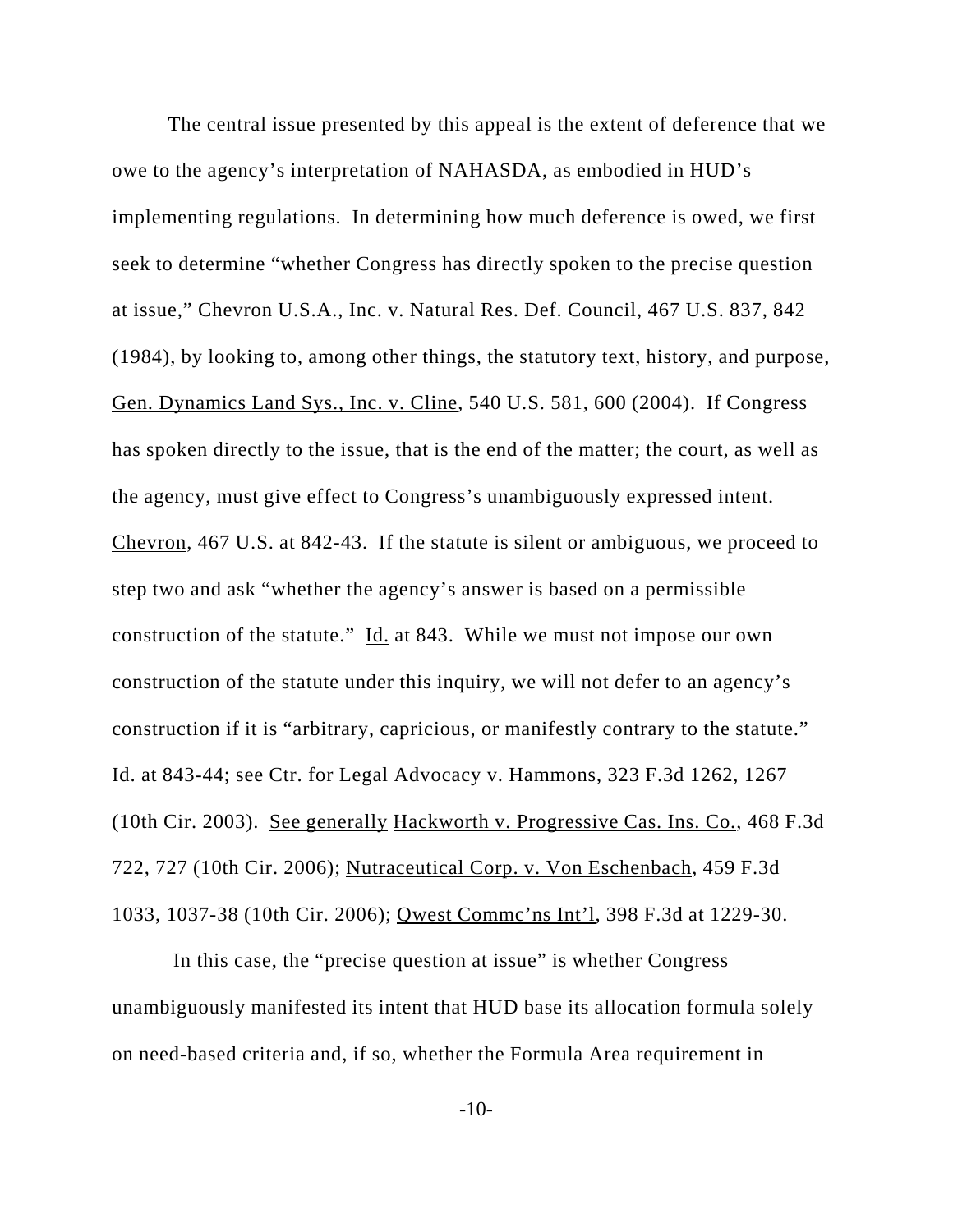The central issue presented by this appeal is the extent of deference that we owe to the agency's interpretation of NAHASDA, as embodied in HUD's implementing regulations. In determining how much deference is owed, we first seek to determine "whether Congress has directly spoken to the precise question at issue," Chevron U.S.A., Inc. v. Natural Res. Def. Council, 467 U.S. 837, 842 (1984), by looking to, among other things, the statutory text, history, and purpose, Gen. Dynamics Land Sys., Inc. v. Cline, 540 U.S. 581, 600 (2004). If Congress has spoken directly to the issue, that is the end of the matter; the court, as well as the agency, must give effect to Congress's unambiguously expressed intent. Chevron, 467 U.S. at 842-43. If the statute is silent or ambiguous, we proceed to step two and ask "whether the agency's answer is based on a permissible construction of the statute." Id. at 843. While we must not impose our own construction of the statute under this inquiry, we will not defer to an agency's construction if it is "arbitrary, capricious, or manifestly contrary to the statute." Id. at 843-44; see Ctr. for Legal Advocacy v. Hammons, 323 F.3d 1262, 1267 (10th Cir. 2003). See generally Hackworth v. Progressive Cas. Ins. Co., 468 F.3d 722, 727 (10th Cir. 2006); Nutraceutical Corp. v. Von Eschenbach, 459 F.3d 1033, 1037-38 (10th Cir. 2006); Qwest Commc'ns Int'l, 398 F.3d at 1229-30.

In this case, the "precise question at issue" is whether Congress unambiguously manifested its intent that HUD base its allocation formula solely on need-based criteria and, if so, whether the Formula Area requirement in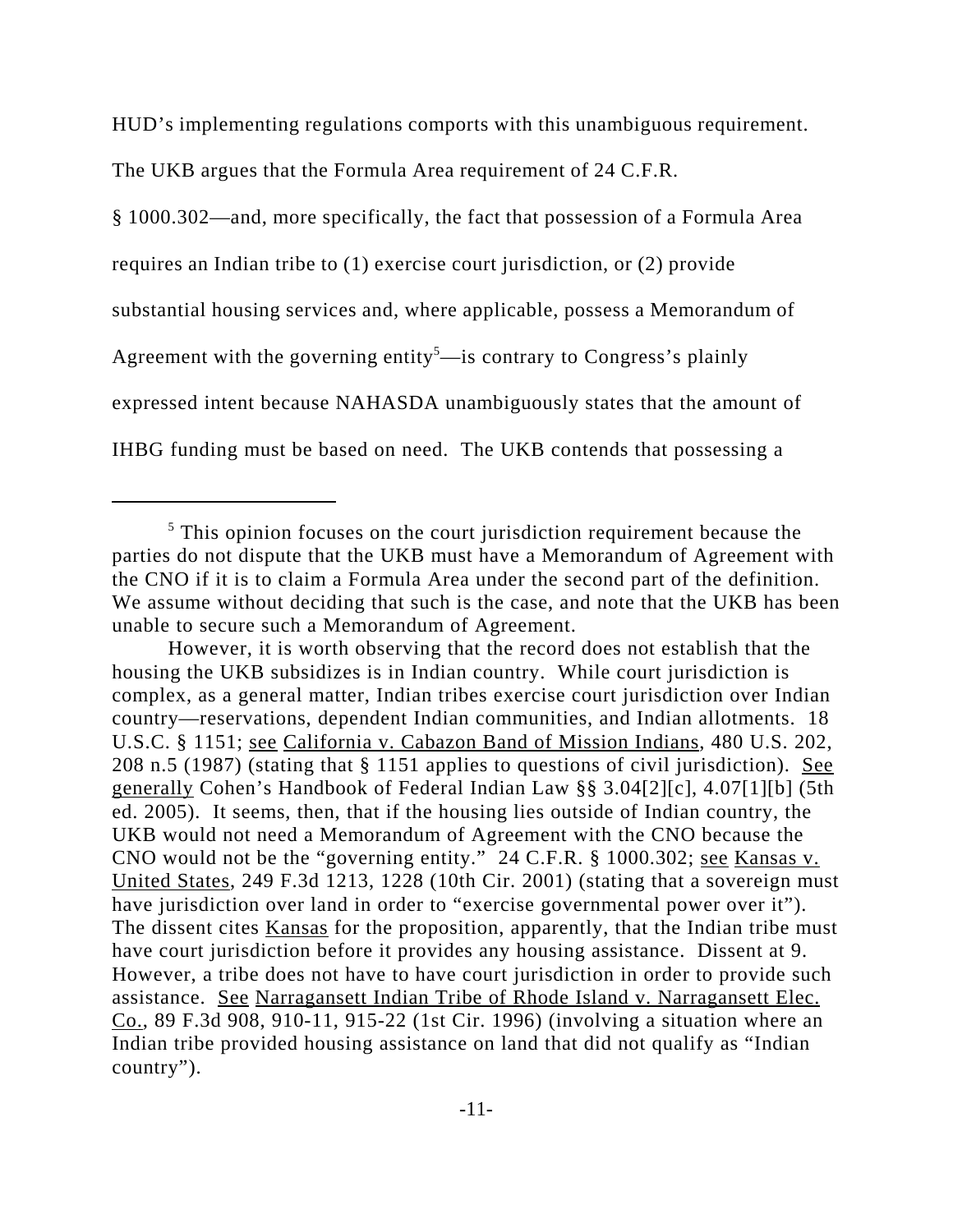HUD's implementing regulations comports with this unambiguous requirement. The UKB argues that the Formula Area requirement of 24 C.F.R. § 1000.302—and, more specifically, the fact that possession of a Formula Area requires an Indian tribe to (1) exercise court jurisdiction, or (2) provide substantial housing services and, where applicable, possess a Memorandum of Agreement with the governing entity[5]—is contrary to Congress's plainly expressed intent because NAHASDA unambiguously states that the amount of IHBG funding must be based on need. The UKB contends that possessing a

---

[5] This opinion focuses on the court jurisdiction requirement because the parties do not dispute that the UKB must have a Memorandum of Agreement with the CNO if it is to claim a Formula Area under the second part of the definition. We assume without deciding that such is the case, and note that the UKB has been unable to secure such a Memorandum of Agreement.

However, it is worth observing that the record does not establish that the housing the UKB subsidizes is in Indian country. While court jurisdiction is complex, as a general matter, Indian tribes exercise court jurisdiction over Indian country—reservations, dependent Indian communities, and Indian allotments. 18 U.S.C. § 1151; see California v. Cabazon Band of Mission Indians, 480 U.S. 202, 208 n.5 (1987) (stating that § 1151 applies to questions of civil jurisdiction). See generally Cohen's Handbook of Federal Indian Law §§ 3.04[2][c], 4.07[1][b] (5th ed. 2005). It seems, then, that if the housing lies outside of Indian country, the UKB would not need a Memorandum of Agreement with the CNO because the CNO would not be the "governing entity." 24 C.F.R. § 1000.302; see Kansas v. United States, 249 F.3d 1213, 1228 (10th Cir. 2001) (stating that a sovereign must have jurisdiction over land in order to "exercise governmental power over it"). The dissent cites Kansas for the proposition, apparently, that the Indian tribe must have court jurisdiction before it provides any housing assistance. Dissent at 9. However, a tribe does not have to have court jurisdiction in order to provide such assistance. See Narragansett Indian Tribe of Rhode Island v. Narragansett Elec. Co., 89 F.3d 908, 910-11, 915-22 (1st Cir. 1996) (involving a situation where an Indian tribe provided housing assistance on land that did not qualify as "Indian country").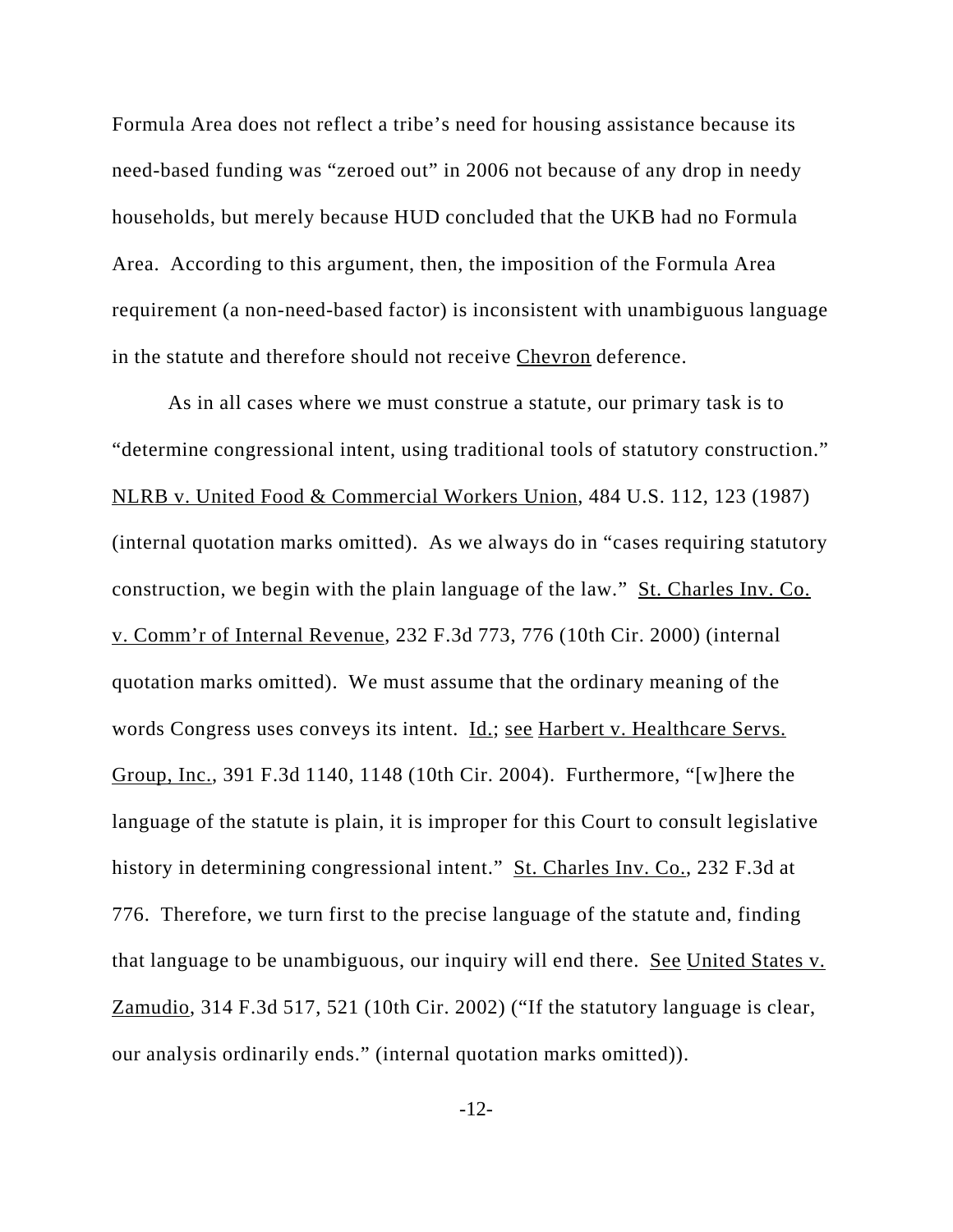Formula Area does not reflect a tribe's need for housing assistance because its need-based funding was "zeroed out" in 2006 not because of any drop in needy households, but merely because HUD concluded that the UKB had no Formula Area. According to this argument, then, the imposition of the Formula Area requirement (a non-need-based factor) is inconsistent with unambiguous language in the statute and therefore should not receive Chevron deference.

As in all cases where we must construe a statute, our primary task is to "determine congressional intent, using traditional tools of statutory construction." NLRB v. United Food & Commercial Workers Union, 484 U.S. 112, 123 (1987) (internal quotation marks omitted). As we always do in "cases requiring statutory construction, we begin with the plain language of the law." St. Charles Inv. Co. v. Comm'r of Internal Revenue, 232 F.3d 773, 776 (10th Cir. 2000) (internal quotation marks omitted). We must assume that the ordinary meaning of the words Congress uses conveys its intent. Id.; see Harbert v. Healthcare Servs. Group, Inc., 391 F.3d 1140, 1148 (10th Cir. 2004). Furthermore, "[w]here the language of the statute is plain, it is improper for this Court to consult legislative history in determining congressional intent." St. Charles Inv. Co., 232 F.3d at 776. Therefore, we turn first to the precise language of the statute and, finding that language to be unambiguous, our inquiry will end there. See United States v. Zamudio, 314 F.3d 517, 521 (10th Cir. 2002) ("If the statutory language is clear, our analysis ordinarily ends." (internal quotation marks omitted)).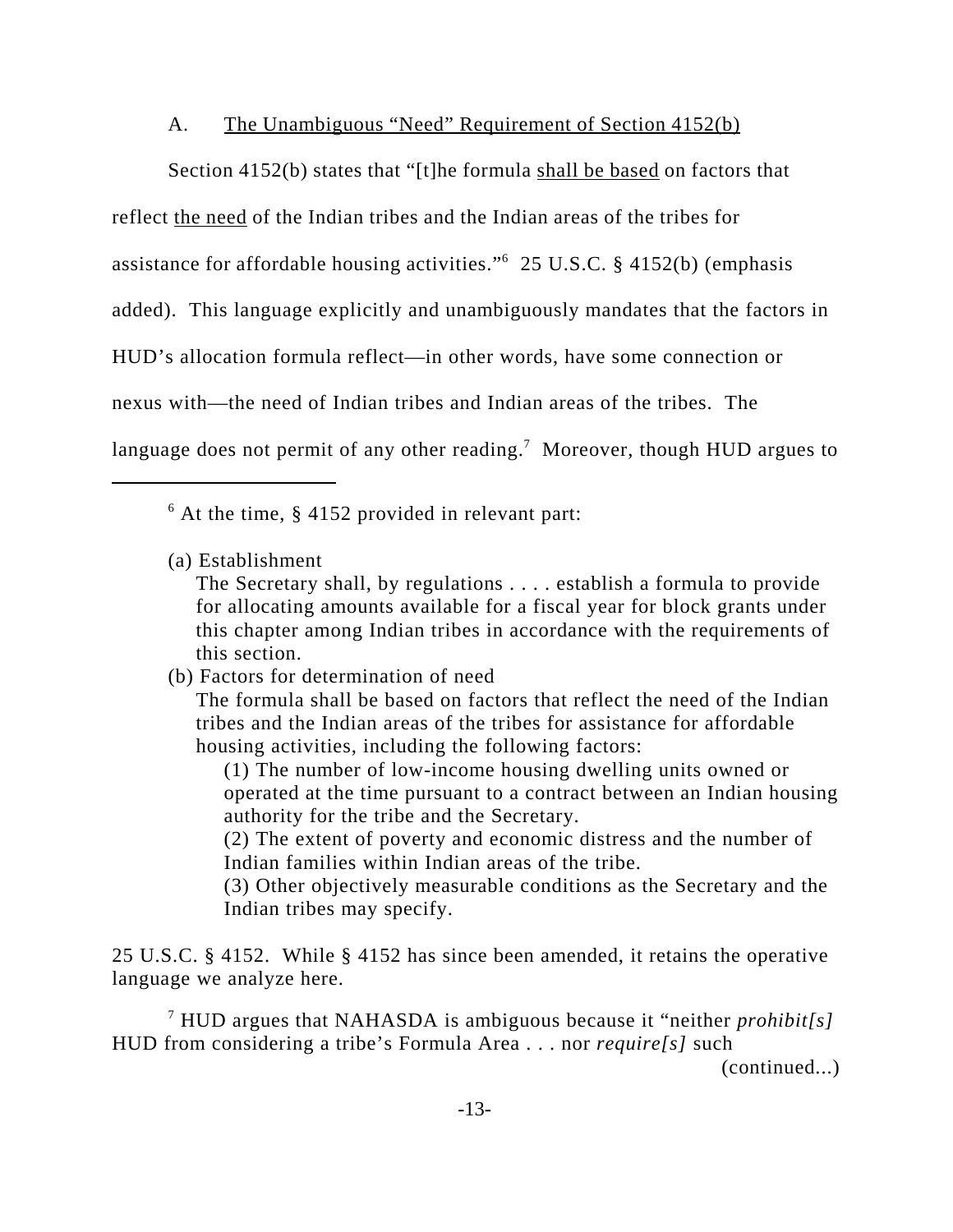A. The Unambiguous "Need" Requirement of Section 4152(b)

Section 4152(b) states that "[t]he formula shall be based on factors that reflect the need of the Indian tribes and the Indian areas of the tribes for assistance for affordable housing activities."[6] 25 U.S.C. § 4152(b) (emphasis added). This language explicitly and unambiguously mandates that the factors in HUD's allocation formula reflect—in other words, have some connection or nexus with—the need of Indian tribes and Indian areas of the tribes. The language does not permit of any other reading.[7] Moreover, though HUD argues to

---

[6] At the time, § 4152 provided in relevant part:

> (a) Establishment
>
> The Secretary shall, by regulations . . . . establish a formula to provide for allocating amounts available for a fiscal year for block grants under this chapter among Indian tribes in accordance with the requirements of this section.
>
> (b) Factors for determination of need
>
> The formula shall be based on factors that reflect the need of the Indian tribes and the Indian areas of the tribes for assistance for affordable housing activities, including the following factors:
>
> (1) The number of low-income housing dwelling units owned or operated at the time pursuant to a contract between an Indian housing authority for the tribe and the Secretary.
>
> (2) The extent of poverty and economic distress and the number of Indian families within Indian areas of the tribe.
>
> (3) Other objectively measurable conditions as the Secretary and the Indian tribes may specify.

25 U.S.C. § 4152. While § 4152 has since been amended, it retains the operative language we analyze here.

[7] HUD argues that NAHASDA is ambiguous because it "neither *prohibit[s]* HUD from considering a tribe's Formula Area . . . nor *require[s]* such

(continued...)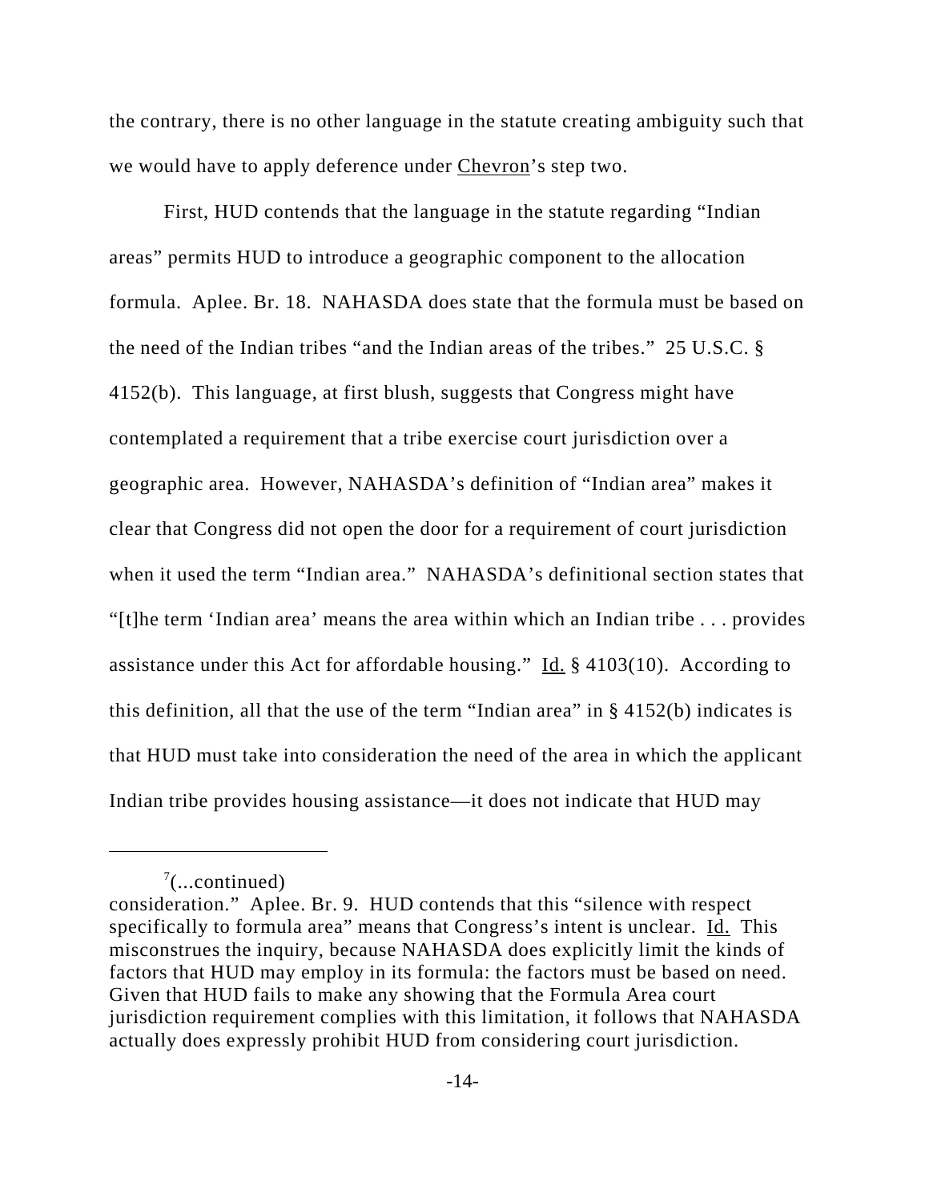the contrary, there is no other language in the statute creating ambiguity such that we would have to apply deference under Chevron's step two.

First, HUD contends that the language in the statute regarding "Indian areas" permits HUD to introduce a geographic component to the allocation formula. Aplee. Br. 18. NAHASDA does state that the formula must be based on the need of the Indian tribes "and the Indian areas of the tribes." 25 U.S.C. § 4152(b). This language, at first blush, suggests that Congress might have contemplated a requirement that a tribe exercise court jurisdiction over a geographic area. However, NAHASDA's definition of "Indian area" makes it clear that Congress did not open the door for a requirement of court jurisdiction when it used the term "Indian area." NAHASDA's definitional section states that "[t]he term 'Indian area' means the area within which an Indian tribe . . . provides assistance under this Act for affordable housing." Id. § 4103(10). According to this definition, all that the use of the term "Indian area" in § 4152(b) indicates is that HUD must take into consideration the need of the area in which the applicant Indian tribe provides housing assistance—it does not indicate that HUD may

---

[7](...continued)
consideration." Aplee. Br. 9. HUD contends that this "silence with respect specifically to formula area" means that Congress's intent is unclear. Id. This misconstrues the inquiry, because NAHASDA does explicitly limit the kinds of factors that HUD may employ in its formula: the factors must be based on need. Given that HUD fails to make any showing that the Formula Area court jurisdiction requirement complies with this limitation, it follows that NAHASDA actually does expressly prohibit HUD from considering court jurisdiction.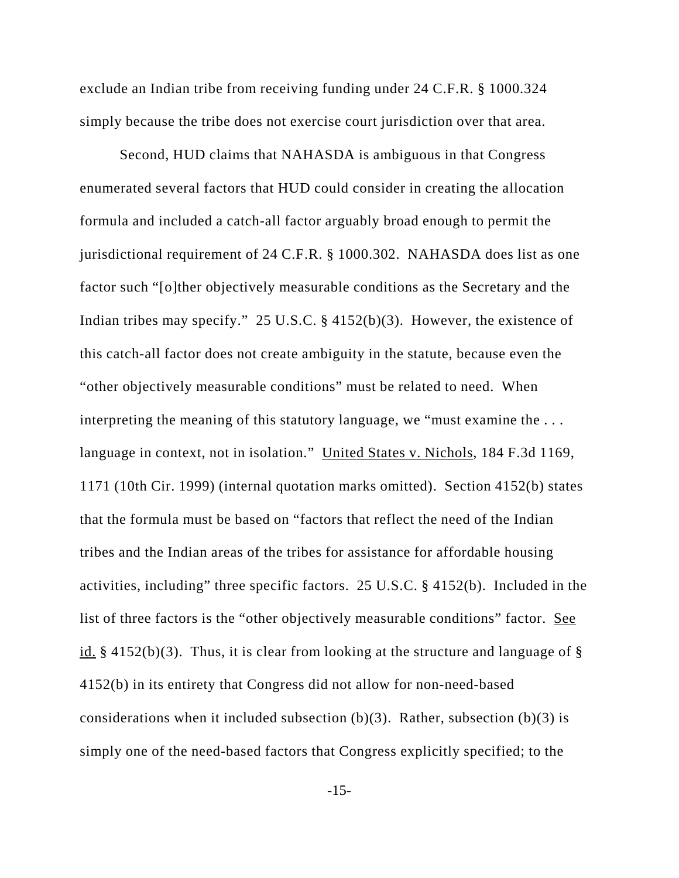exclude an Indian tribe from receiving funding under 24 C.F.R. § 1000.324 simply because the tribe does not exercise court jurisdiction over that area.

Second, HUD claims that NAHASDA is ambiguous in that Congress enumerated several factors that HUD could consider in creating the allocation formula and included a catch-all factor arguably broad enough to permit the jurisdictional requirement of 24 C.F.R. § 1000.302. NAHASDA does list as one factor such "[o]ther objectively measurable conditions as the Secretary and the Indian tribes may specify." 25 U.S.C. § 4152(b)(3). However, the existence of this catch-all factor does not create ambiguity in the statute, because even the "other objectively measurable conditions" must be related to need. When interpreting the meaning of this statutory language, we "must examine the . . . language in context, not in isolation." United States v. Nichols, 184 F.3d 1169, 1171 (10th Cir. 1999) (internal quotation marks omitted). Section 4152(b) states that the formula must be based on "factors that reflect the need of the Indian tribes and the Indian areas of the tribes for assistance for affordable housing activities, including" three specific factors. 25 U.S.C. § 4152(b). Included in the list of three factors is the "other objectively measurable conditions" factor. See id. § 4152(b)(3). Thus, it is clear from looking at the structure and language of § 4152(b) in its entirety that Congress did not allow for non-need-based considerations when it included subsection (b)(3). Rather, subsection (b)(3) is simply one of the need-based factors that Congress explicitly specified; to the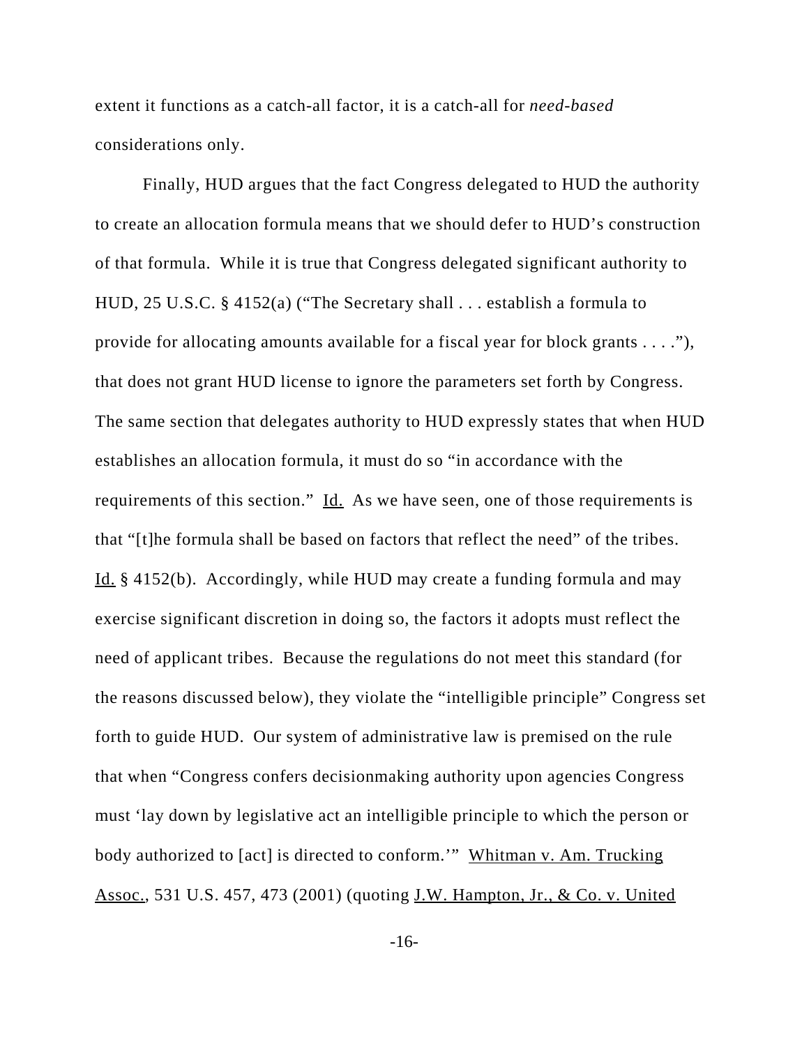extent it functions as a catch-all factor, it is a catch-all for *need-based* considerations only.

Finally, HUD argues that the fact Congress delegated to HUD the authority to create an allocation formula means that we should defer to HUD's construction of that formula. While it is true that Congress delegated significant authority to HUD, 25 U.S.C. § 4152(a) ("The Secretary shall . . . establish a formula to provide for allocating amounts available for a fiscal year for block grants . . . ."), that does not grant HUD license to ignore the parameters set forth by Congress. The same section that delegates authority to HUD expressly states that when HUD establishes an allocation formula, it must do so "in accordance with the requirements of this section." Id. As we have seen, one of those requirements is that "[t]he formula shall be based on factors that reflect the need" of the tribes. Id. § 4152(b). Accordingly, while HUD may create a funding formula and may exercise significant discretion in doing so, the factors it adopts must reflect the need of applicant tribes. Because the regulations do not meet this standard (for the reasons discussed below), they violate the "intelligible principle" Congress set forth to guide HUD. Our system of administrative law is premised on the rule that when "Congress confers decisionmaking authority upon agencies Congress must 'lay down by legislative act an intelligible principle to which the person or body authorized to [act] is directed to conform.'" Whitman v. Am. Trucking Assoc., 531 U.S. 457, 473 (2001) (quoting J.W. Hampton, Jr., & Co. v. United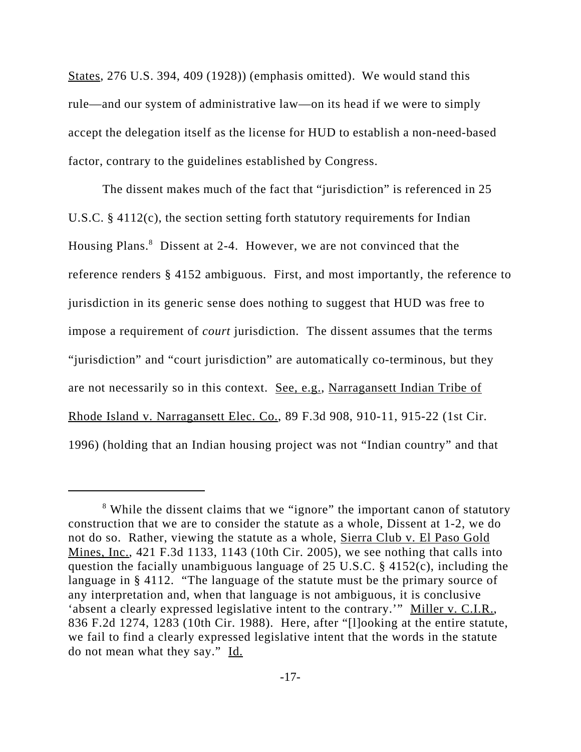States, 276 U.S. 394, 409 (1928)) (emphasis omitted). We would stand this rule—and our system of administrative law—on its head if we were to simply accept the delegation itself as the license for HUD to establish a non-need-based factor, contrary to the guidelines established by Congress.

The dissent makes much of the fact that "jurisdiction" is referenced in 25 U.S.C. § 4112(c), the section setting forth statutory requirements for Indian Housing Plans.[8] Dissent at 2-4. However, we are not convinced that the reference renders § 4152 ambiguous. First, and most importantly, the reference to jurisdiction in its generic sense does nothing to suggest that HUD was free to impose a requirement of *court* jurisdiction. The dissent assumes that the terms "jurisdiction" and "court jurisdiction" are automatically co-terminous, but they are not necessarily so in this context. See, e.g., Narragansett Indian Tribe of Rhode Island v. Narragansett Elec. Co., 89 F.3d 908, 910-11, 915-22 (1st Cir. 1996) (holding that an Indian housing project was not "Indian country" and that

---

[8] While the dissent claims that we "ignore" the important canon of statutory construction that we are to consider the statute as a whole, Dissent at 1-2, we do not do so. Rather, viewing the statute as a whole, Sierra Club v. El Paso Gold Mines, Inc., 421 F.3d 1133, 1143 (10th Cir. 2005), we see nothing that calls into question the facially unambiguous language of 25 U.S.C. § 4152(c), including the language in § 4112. "The language of the statute must be the primary source of any interpretation and, when that language is not ambiguous, it is conclusive 'absent a clearly expressed legislative intent to the contrary.'" Miller v. C.I.R., 836 F.2d 1274, 1283 (10th Cir. 1988). Here, after "[l]ooking at the entire statute, we fail to find a clearly expressed legislative intent that the words in the statute do not mean what they say." Id.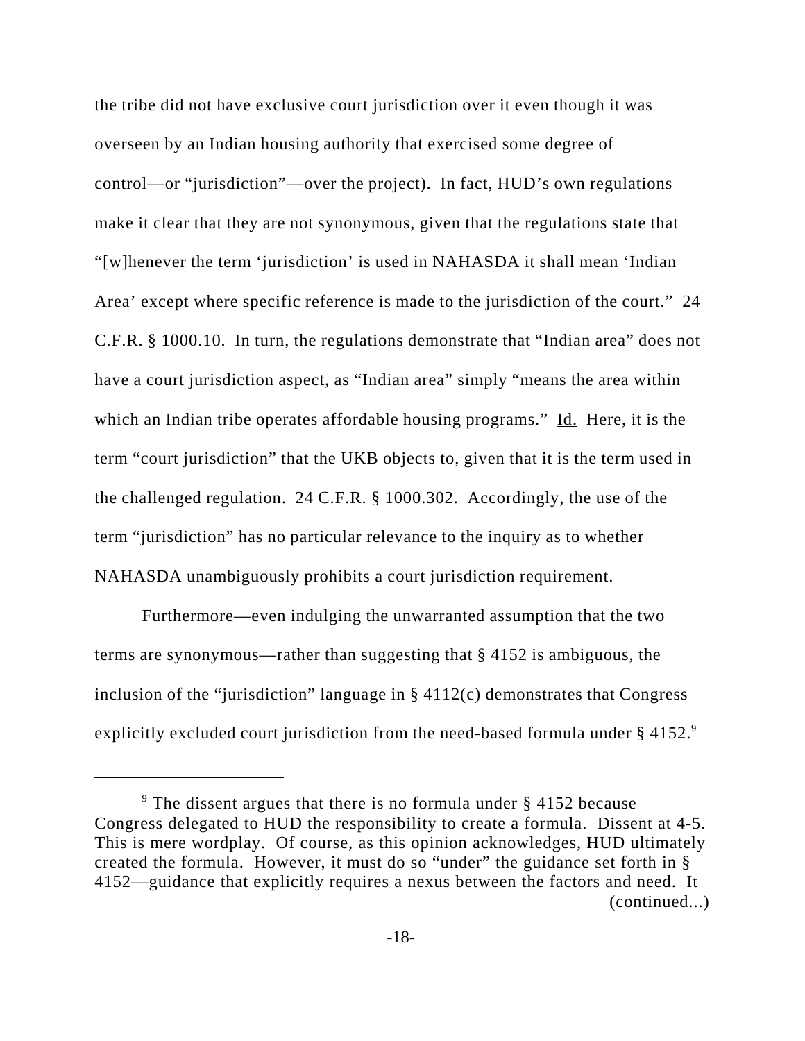the tribe did not have exclusive court jurisdiction over it even though it was overseen by an Indian housing authority that exercised some degree of control—or "jurisdiction"—over the project). In fact, HUD's own regulations make it clear that they are not synonymous, given that the regulations state that "[w]henever the term 'jurisdiction' is used in NAHASDA it shall mean 'Indian Area' except where specific reference is made to the jurisdiction of the court." 24 C.F.R. § 1000.10. In turn, the regulations demonstrate that "Indian area" does not have a court jurisdiction aspect, as "Indian area" simply "means the area within which an Indian tribe operates affordable housing programs." Id. Here, it is the term "court jurisdiction" that the UKB objects to, given that it is the term used in the challenged regulation. 24 C.F.R. § 1000.302. Accordingly, the use of the term "jurisdiction" has no particular relevance to the inquiry as to whether NAHASDA unambiguously prohibits a court jurisdiction requirement.

Furthermore—even indulging the unwarranted assumption that the two terms are synonymous—rather than suggesting that § 4152 is ambiguous, the inclusion of the "jurisdiction" language in § 4112(c) demonstrates that Congress explicitly excluded court jurisdiction from the need-based formula under § 4152.[9]

---

[9] The dissent argues that there is no formula under § 4152 because Congress delegated to HUD the responsibility to create a formula. Dissent at 4-5. This is mere wordplay. Of course, as this opinion acknowledges, HUD ultimately created the formula. However, it must do so "under" the guidance set forth in § 4152—guidance that explicitly requires a nexus between the factors and need. It (continued...)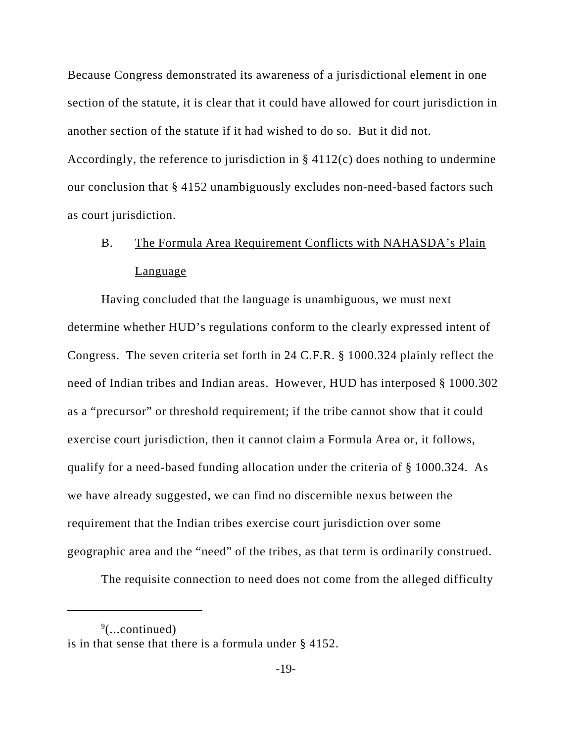Because Congress demonstrated its awareness of a jurisdictional element in one section of the statute, it is clear that it could have allowed for court jurisdiction in another section of the statute if it had wished to do so. But it did not. Accordingly, the reference to jurisdiction in § 4112(c) does nothing to undermine our conclusion that § 4152 unambiguously excludes non-need-based factors such as court jurisdiction.

### B. The Formula Area Requirement Conflicts with NAHASDA's Plain Language

Having concluded that the language is unambiguous, we must next determine whether HUD's regulations conform to the clearly expressed intent of Congress. The seven criteria set forth in 24 C.F.R. § 1000.324 plainly reflect the need of Indian tribes and Indian areas. However, HUD has interposed § 1000.302 as a "precursor" or threshold requirement; if the tribe cannot show that it could exercise court jurisdiction, then it cannot claim a Formula Area or, it follows, qualify for a need-based funding allocation under the criteria of § 1000.324. As we have already suggested, we can find no discernible nexus between the requirement that the Indian tribes exercise court jurisdiction over some geographic area and the "need" of the tribes, as that term is ordinarily construed.

The requisite connection to need does not come from the alleged difficulty

---

[9](...continued)
is in that sense that there is a formula under § 4152.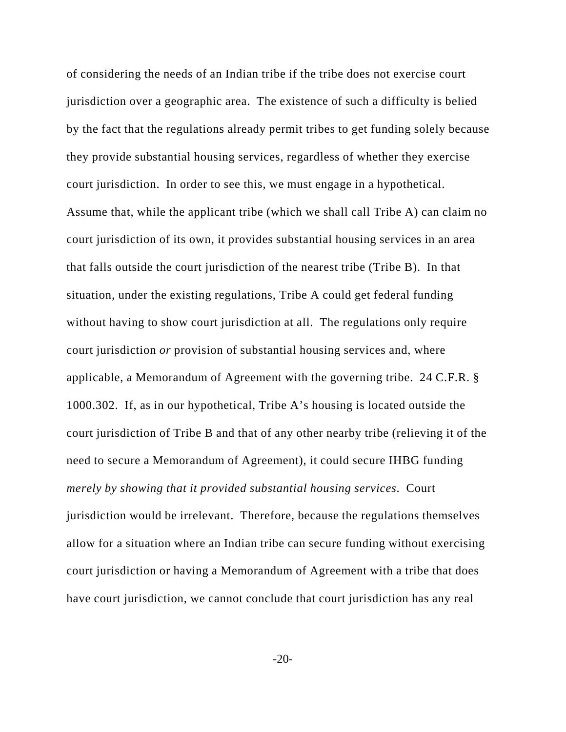of considering the needs of an Indian tribe if the tribe does not exercise court jurisdiction over a geographic area. The existence of such a difficulty is belied by the fact that the regulations already permit tribes to get funding solely because they provide substantial housing services, regardless of whether they exercise court jurisdiction. In order to see this, we must engage in a hypothetical. Assume that, while the applicant tribe (which we shall call Tribe A) can claim no court jurisdiction of its own, it provides substantial housing services in an area that falls outside the court jurisdiction of the nearest tribe (Tribe B). In that situation, under the existing regulations, Tribe A could get federal funding without having to show court jurisdiction at all. The regulations only require court jurisdiction *or* provision of substantial housing services and, where applicable, a Memorandum of Agreement with the governing tribe. 24 C.F.R. § 1000.302. If, as in our hypothetical, Tribe A's housing is located outside the court jurisdiction of Tribe B and that of any other nearby tribe (relieving it of the need to secure a Memorandum of Agreement), it could secure IHBG funding *merely by showing that it provided substantial housing services*. Court jurisdiction would be irrelevant. Therefore, because the regulations themselves allow for a situation where an Indian tribe can secure funding without exercising court jurisdiction or having a Memorandum of Agreement with a tribe that does have court jurisdiction, we cannot conclude that court jurisdiction has any real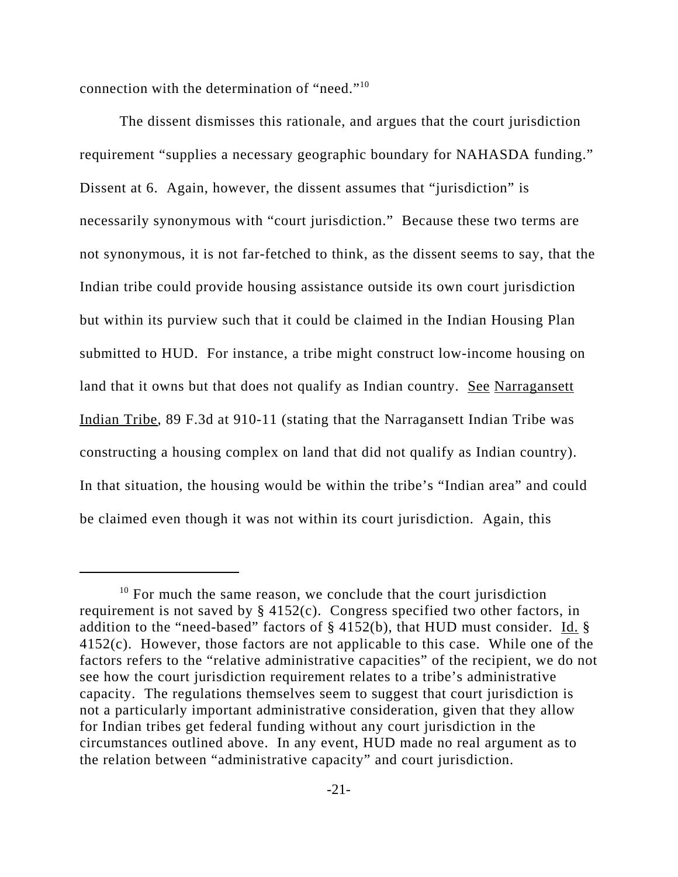connection with the determination of "need."[10]

The dissent dismisses this rationale, and argues that the court jurisdiction requirement "supplies a necessary geographic boundary for NAHASDA funding." Dissent at 6. Again, however, the dissent assumes that "jurisdiction" is necessarily synonymous with "court jurisdiction." Because these two terms are not synonymous, it is not far-fetched to think, as the dissent seems to say, that the Indian tribe could provide housing assistance outside its own court jurisdiction but within its purview such that it could be claimed in the Indian Housing Plan submitted to HUD. For instance, a tribe might construct low-income housing on land that it owns but that does not qualify as Indian country. See Narragansett Indian Tribe, 89 F.3d at 910-11 (stating that the Narragansett Indian Tribe was constructing a housing complex on land that did not qualify as Indian country). In that situation, the housing would be within the tribe's "Indian area" and could be claimed even though it was not within its court jurisdiction. Again, this

---

[10] For much the same reason, we conclude that the court jurisdiction requirement is not saved by § 4152(c). Congress specified two other factors, in addition to the "need-based" factors of § 4152(b), that HUD must consider. Id. § 4152(c). However, those factors are not applicable to this case. While one of the factors refers to the "relative administrative capacities" of the recipient, we do not see how the court jurisdiction requirement relates to a tribe's administrative capacity. The regulations themselves seem to suggest that court jurisdiction is not a particularly important administrative consideration, given that they allow for Indian tribes get federal funding without any court jurisdiction in the circumstances outlined above. In any event, HUD made no real argument as to the relation between "administrative capacity" and court jurisdiction.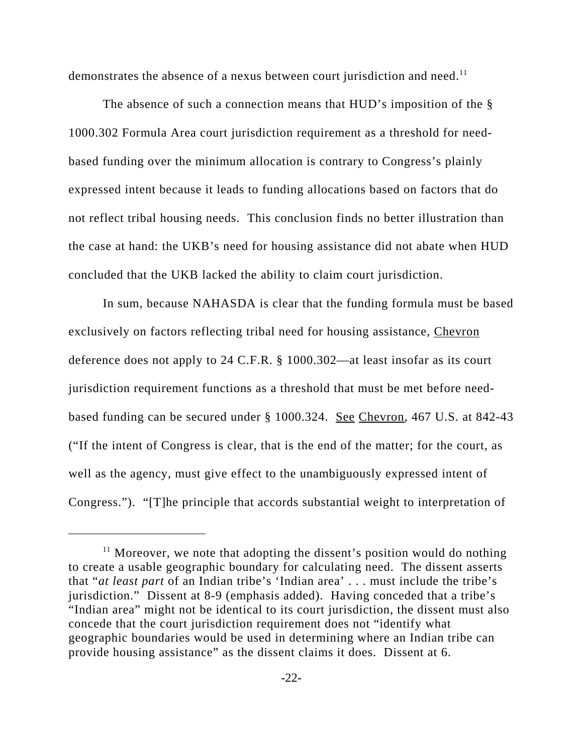demonstrates the absence of a nexus between court jurisdiction and need.[11]

The absence of such a connection means that HUD's imposition of the § 1000.302 Formula Area court jurisdiction requirement as a threshold for need-based funding over the minimum allocation is contrary to Congress's plainly expressed intent because it leads to funding allocations based on factors that do not reflect tribal housing needs. This conclusion finds no better illustration than the case at hand: the UKB's need for housing assistance did not abate when HUD concluded that the UKB lacked the ability to claim court jurisdiction.

In sum, because NAHASDA is clear that the funding formula must be based exclusively on factors reflecting tribal need for housing assistance, Chevron deference does not apply to 24 C.F.R. § 1000.302—at least insofar as its court jurisdiction requirement functions as a threshold that must be met before need-based funding can be secured under § 1000.324. See Chevron, 467 U.S. at 842-43 ("If the intent of Congress is clear, that is the end of the matter; for the court, as well as the agency, must give effect to the unambiguously expressed intent of Congress."). "[T]he principle that accords substantial weight to interpretation of

---

[11] Moreover, we note that adopting the dissent's position would do nothing to create a usable geographic boundary for calculating need. The dissent asserts that "*at least part* of an Indian tribe's 'Indian area' . . . must include the tribe's jurisdiction." Dissent at 8-9 (emphasis added). Having conceded that a tribe's "Indian area" might not be identical to its court jurisdiction, the dissent must also concede that the court jurisdiction requirement does not "identify what geographic boundaries would be used in determining where an Indian tribe can provide housing assistance" as the dissent claims it does. Dissent at 6.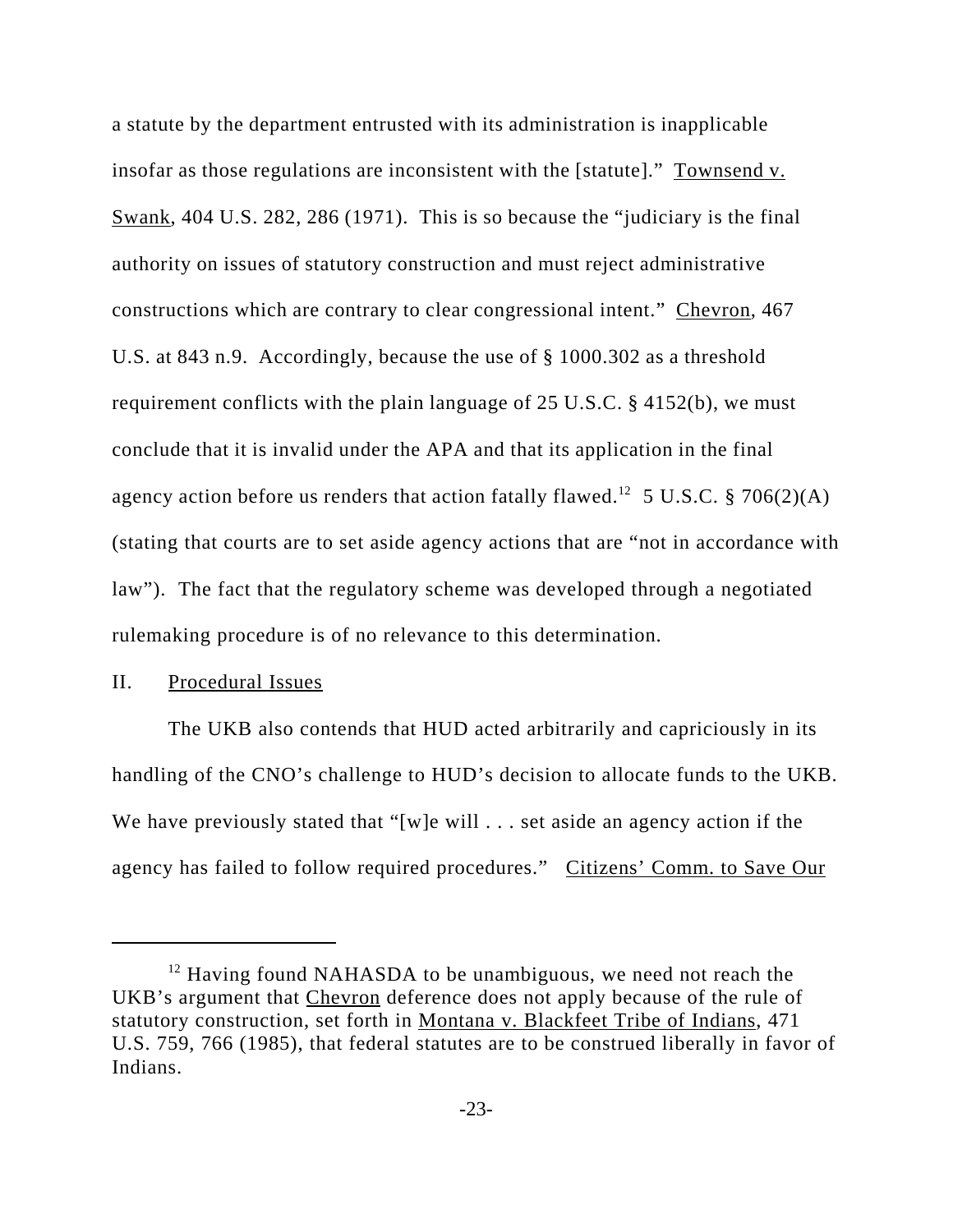a statute by the department entrusted with its administration is inapplicable insofar as those regulations are inconsistent with the [statute]." Townsend v. Swank, 404 U.S. 282, 286 (1971). This is so because the "judiciary is the final authority on issues of statutory construction and must reject administrative constructions which are contrary to clear congressional intent." Chevron, 467 U.S. at 843 n.9. Accordingly, because the use of § 1000.302 as a threshold requirement conflicts with the plain language of 25 U.S.C. § 4152(b), we must conclude that it is invalid under the APA and that its application in the final agency action before us renders that action fatally flawed.[12] 5 U.S.C. § 706(2)(A) (stating that courts are to set aside agency actions that are "not in accordance with law"). The fact that the regulatory scheme was developed through a negotiated rulemaking procedure is of no relevance to this determination.

## II. Procedural Issues

The UKB also contends that HUD acted arbitrarily and capriciously in its handling of the CNO's challenge to HUD's decision to allocate funds to the UKB. We have previously stated that "[w]e will . . . set aside an agency action if the agency has failed to follow required procedures." Citizens' Comm. to Save Our

---

[12] Having found NAHASDA to be unambiguous, we need not reach the UKB's argument that Chevron deference does not apply because of the rule of statutory construction, set forth in Montana v. Blackfeet Tribe of Indians, 471 U.S. 759, 766 (1985), that federal statutes are to be construed liberally in favor of Indians.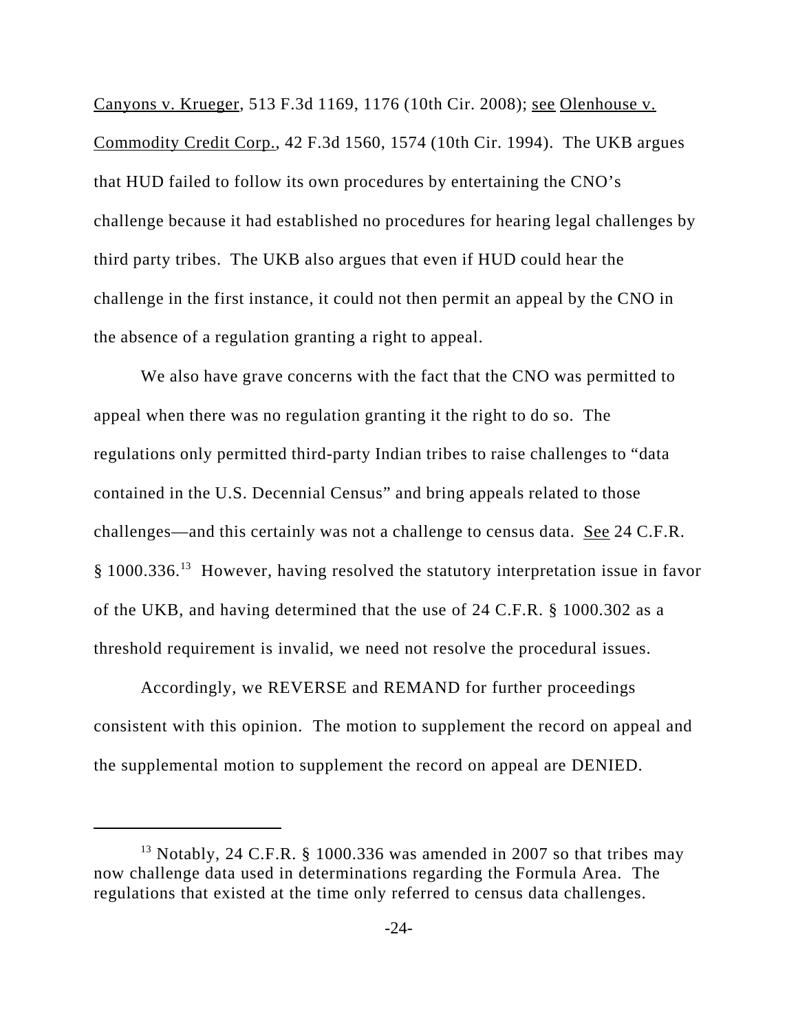Canyons v. Krueger, 513 F.3d 1169, 1176 (10th Cir. 2008); see Olenhouse v. Commodity Credit Corp., 42 F.3d 1560, 1574 (10th Cir. 1994). The UKB argues that HUD failed to follow its own procedures by entertaining the CNO's challenge because it had established no procedures for hearing legal challenges by third party tribes. The UKB also argues that even if HUD could hear the challenge in the first instance, it could not then permit an appeal by the CNO in the absence of a regulation granting a right to appeal.

We also have grave concerns with the fact that the CNO was permitted to appeal when there was no regulation granting it the right to do so. The regulations only permitted third-party Indian tribes to raise challenges to "data contained in the U.S. Decennial Census" and bring appeals related to those challenges—and this certainly was not a challenge to census data. See 24 C.F.R. § 1000.336.[13] However, having resolved the statutory interpretation issue in favor of the UKB, and having determined that the use of 24 C.F.R. § 1000.302 as a threshold requirement is invalid, we need not resolve the procedural issues.

Accordingly, we REVERSE and REMAND for further proceedings consistent with this opinion. The motion to supplement the record on appeal and the supplemental motion to supplement the record on appeal are DENIED.

---

[13] Notably, 24 C.F.R. § 1000.336 was amended in 2007 so that tribes may now challenge data used in determinations regarding the Formula Area. The regulations that existed at the time only referred to census data challenges.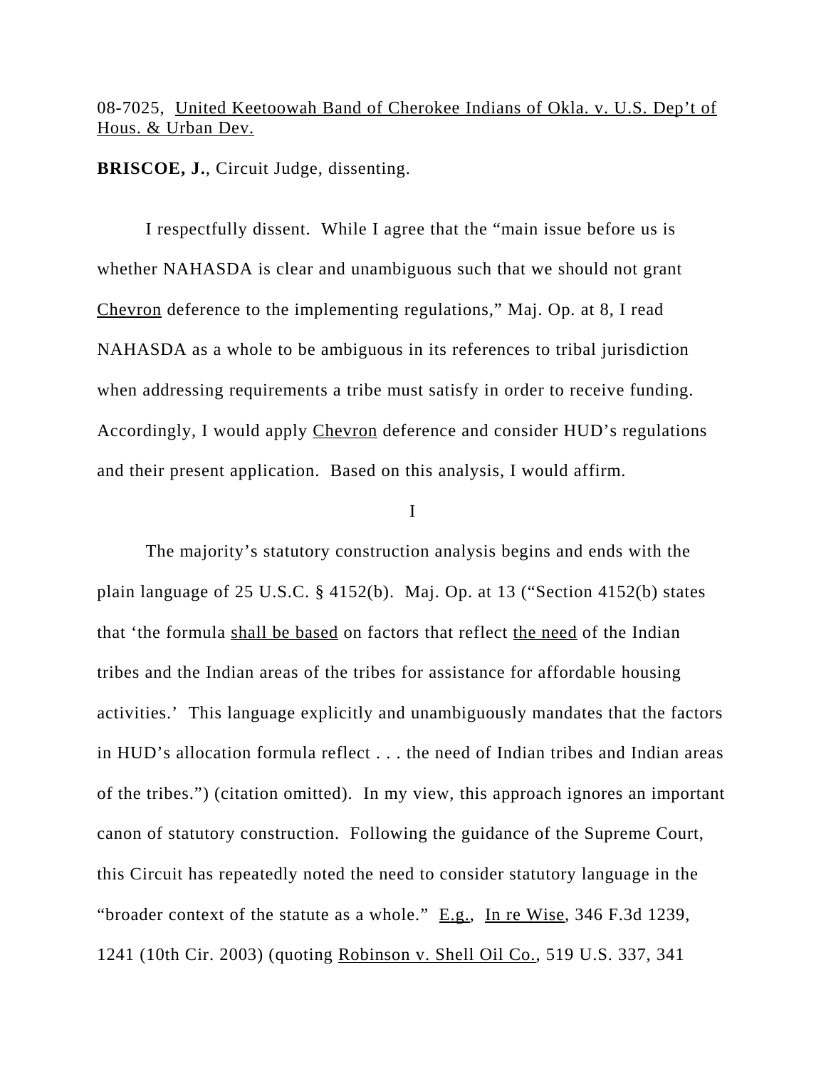08-7025, United Keetoowah Band of Cherokee Indians of Okla. v. U.S. Dep't of Hous. & Urban Dev.

**BRISCOE, J.**, Circuit Judge, dissenting.

I respectfully dissent. While I agree that the "main issue before us is whether NAHASDA is clear and unambiguous such that we should not grant Chevron deference to the implementing regulations," Maj. Op. at 8, I read NAHASDA as a whole to be ambiguous in its references to tribal jurisdiction when addressing requirements a tribe must satisfy in order to receive funding. Accordingly, I would apply Chevron deference and consider HUD's regulations and their present application. Based on this analysis, I would affirm.

I

The majority's statutory construction analysis begins and ends with the plain language of 25 U.S.C. § 4152(b). Maj. Op. at 13 ("Section 4152(b) states that 'the formula shall be based on factors that reflect the need of the Indian tribes and the Indian areas of the tribes for assistance for affordable housing activities.' This language explicitly and unambiguously mandates that the factors in HUD's allocation formula reflect . . . the need of Indian tribes and Indian areas of the tribes.") (citation omitted). In my view, this approach ignores an important canon of statutory construction. Following the guidance of the Supreme Court, this Circuit has repeatedly noted the need to consider statutory language in the "broader context of the statute as a whole." E.g., In re Wise, 346 F.3d 1239, 1241 (10th Cir. 2003) (quoting Robinson v. Shell Oil Co., 519 U.S. 337, 341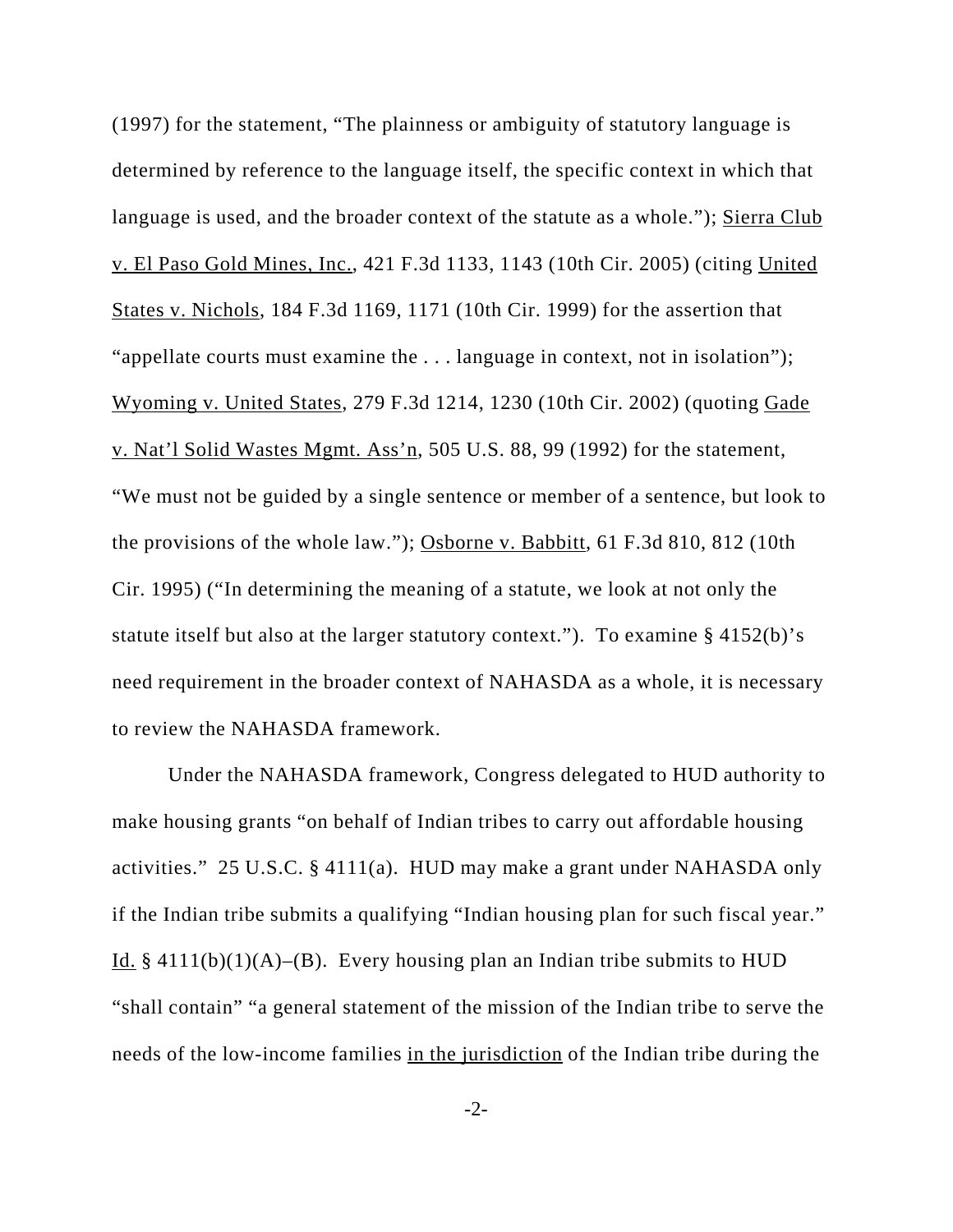(1997) for the statement, "The plainness or ambiguity of statutory language is determined by reference to the language itself, the specific context in which that language is used, and the broader context of the statute as a whole."); Sierra Club v. El Paso Gold Mines, Inc., 421 F.3d 1133, 1143 (10th Cir. 2005) (citing United States v. Nichols, 184 F.3d 1169, 1171 (10th Cir. 1999) for the assertion that "appellate courts must examine the . . . language in context, not in isolation"); Wyoming v. United States, 279 F.3d 1214, 1230 (10th Cir. 2002) (quoting Gade v. Nat'l Solid Wastes Mgmt. Ass'n, 505 U.S. 88, 99 (1992) for the statement, "We must not be guided by a single sentence or member of a sentence, but look to the provisions of the whole law."); Osborne v. Babbitt, 61 F.3d 810, 812 (10th Cir. 1995) ("In determining the meaning of a statute, we look at not only the statute itself but also at the larger statutory context."). To examine § 4152(b)'s need requirement in the broader context of NAHASDA as a whole, it is necessary to review the NAHASDA framework.

Under the NAHASDA framework, Congress delegated to HUD authority to make housing grants "on behalf of Indian tribes to carry out affordable housing activities." 25 U.S.C. § 4111(a). HUD may make a grant under NAHASDA only if the Indian tribe submits a qualifying "Indian housing plan for such fiscal year." Id. § 4111(b)(1)(A)–(B). Every housing plan an Indian tribe submits to HUD "shall contain" "a general statement of the mission of the Indian tribe to serve the needs of the low-income families <u>in the jurisdiction</u> of the Indian tribe during the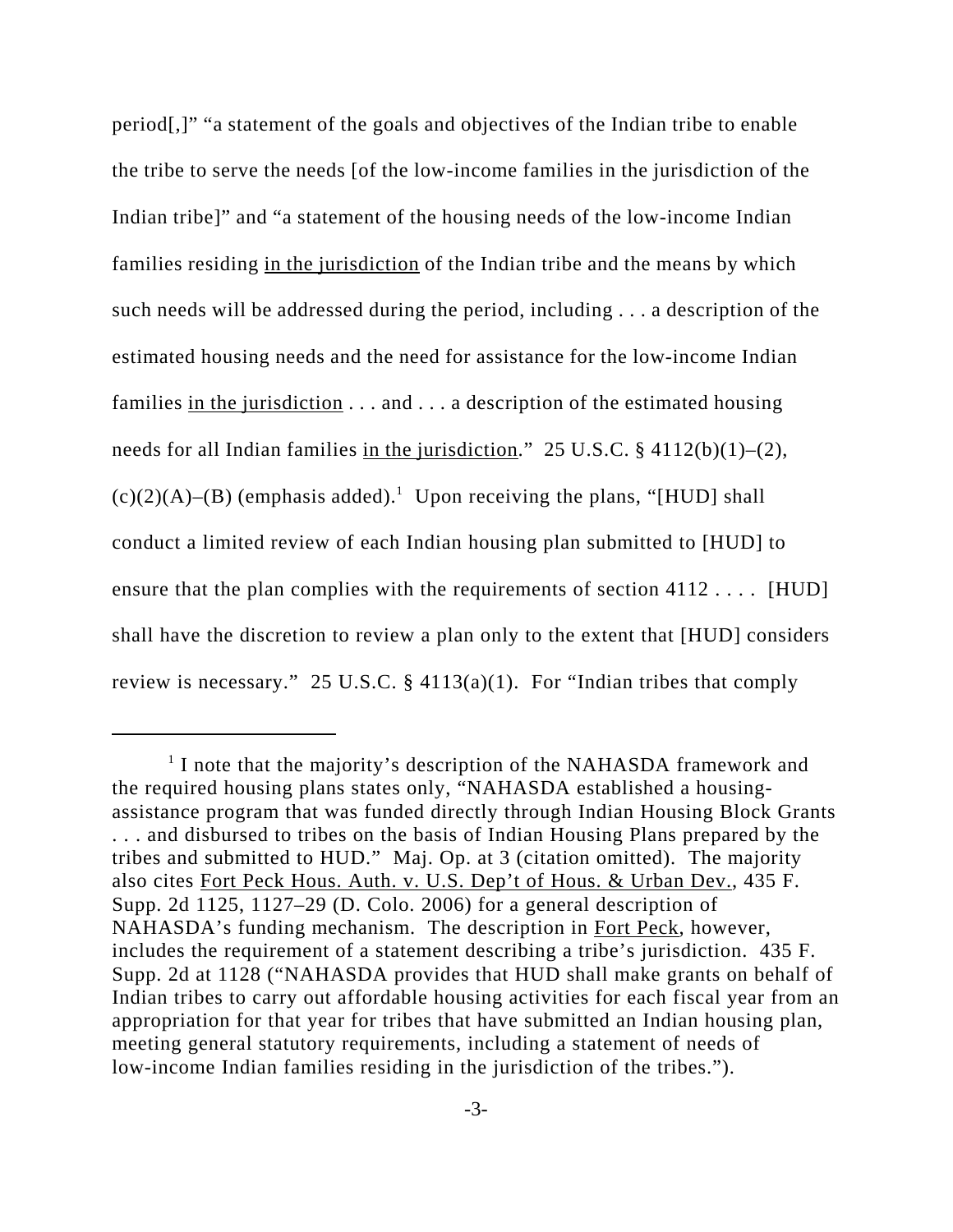period[,]" "a statement of the goals and objectives of the Indian tribe to enable the tribe to serve the needs [of the low-income families in the jurisdiction of the Indian tribe]" and "a statement of the housing needs of the low-income Indian families residing <u>in the jurisdiction</u> of the Indian tribe and the means by which such needs will be addressed during the period, including . . . a description of the estimated housing needs and the need for assistance for the low-income Indian families <u>in the jurisdiction</u> . . . and . . . a description of the estimated housing needs for all Indian families <u>in the jurisdiction</u>." 25 U.S.C. § 4112(b)(1)–(2), (c)(2)(A)–(B) (emphasis added).[1] Upon receiving the plans, "[HUD] shall conduct a limited review of each Indian housing plan submitted to [HUD] to ensure that the plan complies with the requirements of section 4112 . . . . [HUD] shall have the discretion to review a plan only to the extent that [HUD] considers review is necessary." 25 U.S.C. § 4113(a)(1). For "Indian tribes that comply

---

[1] I note that the majority's description of the NAHASDA framework and the required housing plans states only, "NAHASDA established a housing-assistance program that was funded directly through Indian Housing Block Grants . . . and disbursed to tribes on the basis of Indian Housing Plans prepared by the tribes and submitted to HUD." Maj. Op. at 3 (citation omitted). The majority also cites <u>Fort Peck Hous. Auth. v. U.S. Dep't of Hous. & Urban Dev.</u>, 435 F. Supp. 2d 1125, 1127–29 (D. Colo. 2006) for a general description of NAHASDA's funding mechanism. The description in <u>Fort Peck</u>, however, includes the requirement of a statement describing a tribe's jurisdiction. 435 F. Supp. 2d at 1128 ("NAHASDA provides that HUD shall make grants on behalf of Indian tribes to carry out affordable housing activities for each fiscal year from an appropriation for that year for tribes that have submitted an Indian housing plan, meeting general statutory requirements, including a statement of needs of low-income Indian families residing in the jurisdiction of the tribes.").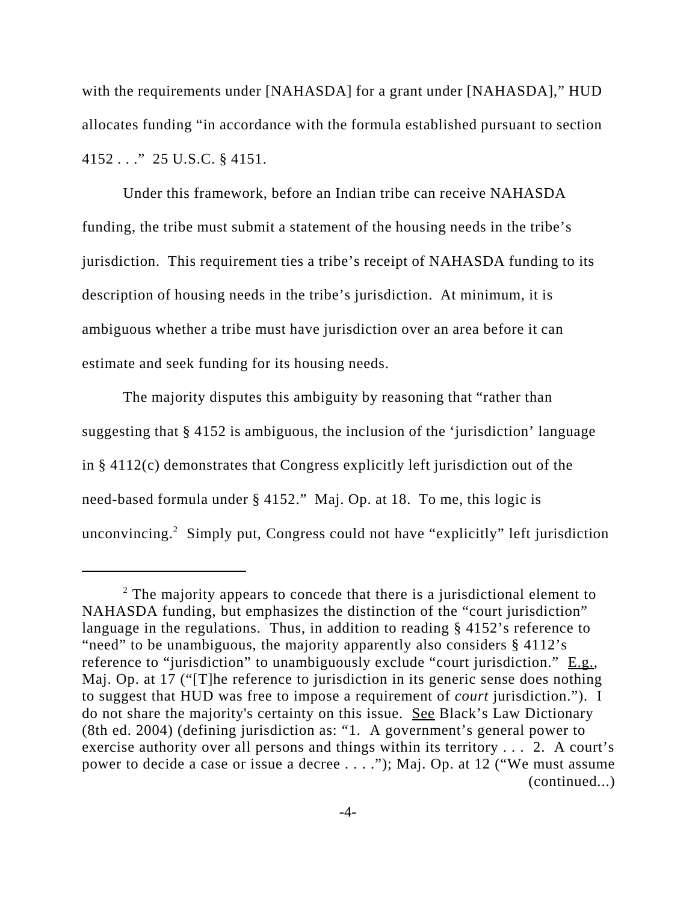with the requirements under [NAHASDA] for a grant under [NAHASDA]," HUD allocates funding "in accordance with the formula established pursuant to section 4152 . . ." 25 U.S.C. § 4151.

Under this framework, before an Indian tribe can receive NAHASDA funding, the tribe must submit a statement of the housing needs in the tribe's jurisdiction. This requirement ties a tribe's receipt of NAHASDA funding to its description of housing needs in the tribe's jurisdiction. At minimum, it is ambiguous whether a tribe must have jurisdiction over an area before it can estimate and seek funding for its housing needs.

The majority disputes this ambiguity by reasoning that "rather than suggesting that § 4152 is ambiguous, the inclusion of the 'jurisdiction' language in § 4112(c) demonstrates that Congress explicitly left jurisdiction out of the need-based formula under § 4152." Maj. Op. at 18. To me, this logic is unconvincing.[2] Simply put, Congress could not have "explicitly" left jurisdiction

---

[2] The majority appears to concede that there is a jurisdictional element to NAHASDA funding, but emphasizes the distinction of the "court jurisdiction" language in the regulations. Thus, in addition to reading § 4152's reference to "need" to be unambiguous, the majority apparently also considers § 4112's reference to "jurisdiction" to unambiguously exclude "court jurisdiction." E.g., Maj. Op. at 17 ("[T]he reference to jurisdiction in its generic sense does nothing to suggest that HUD was free to impose a requirement of *court* jurisdiction."). I do not share the majority's certainty on this issue. See Black's Law Dictionary (8th ed. 2004) (defining jurisdiction as: "1. A government's general power to exercise authority over all persons and things within its territory . . . 2. A court's power to decide a case or issue a decree . . . ."); Maj. Op. at 12 ("We must assume (continued...)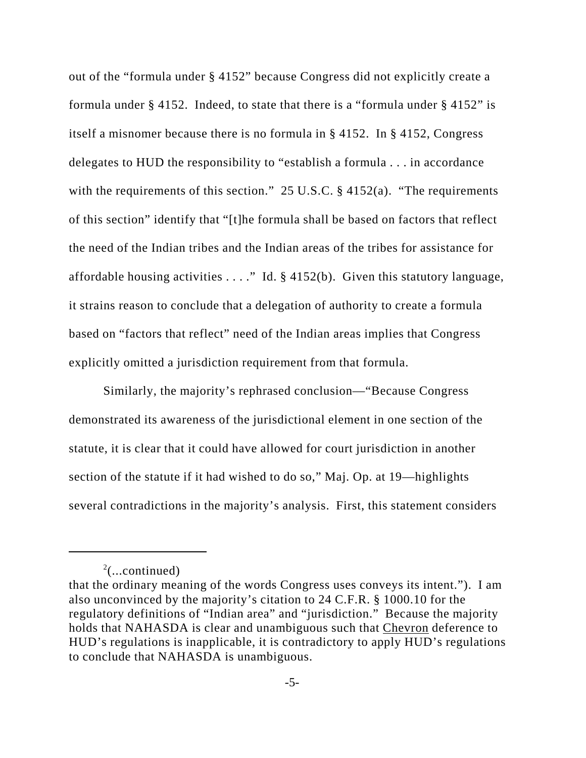out of the "formula under § 4152" because Congress did not explicitly create a formula under § 4152. Indeed, to state that there is a "formula under § 4152" is itself a misnomer because there is no formula in § 4152. In § 4152, Congress delegates to HUD the responsibility to "establish a formula . . . in accordance with the requirements of this section." 25 U.S.C. § 4152(a). "The requirements of this section" identify that "[t]he formula shall be based on factors that reflect the need of the Indian tribes and the Indian areas of the tribes for assistance for affordable housing activities . . . ." Id. § 4152(b). Given this statutory language, it strains reason to conclude that a delegation of authority to create a formula based on "factors that reflect" need of the Indian areas implies that Congress explicitly omitted a jurisdiction requirement from that formula.

Similarly, the majority's rephrased conclusion—"Because Congress demonstrated its awareness of the jurisdictional element in one section of the statute, it is clear that it could have allowed for court jurisdiction in another section of the statute if it had wished to do so," Maj. Op. at 19—highlights several contradictions in the majority's analysis. First, this statement considers

---

[2](...continued)
that the ordinary meaning of the words Congress uses conveys its intent."). I am also unconvinced by the majority's citation to 24 C.F.R. § 1000.10 for the regulatory definitions of "Indian area" and "jurisdiction." Because the majority holds that NAHASDA is clear and unambiguous such that <u>Chevron</u> deference to HUD's regulations is inapplicable, it is contradictory to apply HUD's regulations to conclude that NAHASDA is unambiguous.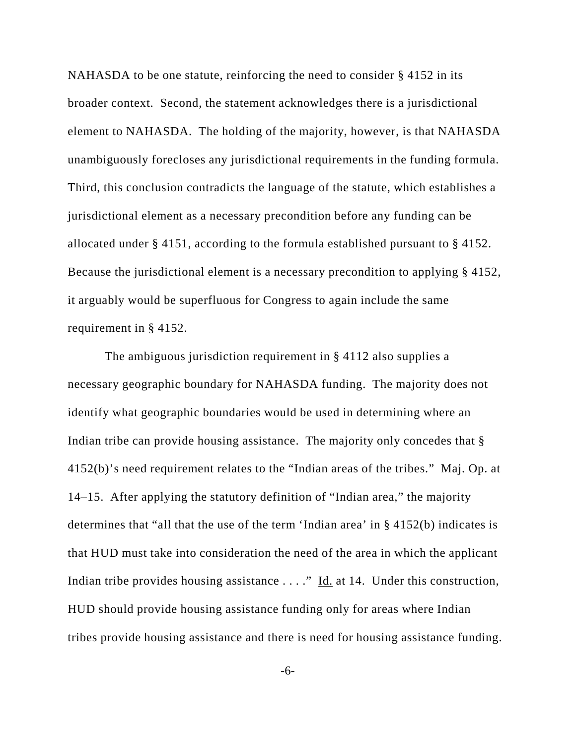NAHASDA to be one statute, reinforcing the need to consider § 4152 in its broader context. Second, the statement acknowledges there is a jurisdictional element to NAHASDA. The holding of the majority, however, is that NAHASDA unambiguously forecloses any jurisdictional requirements in the funding formula. Third, this conclusion contradicts the language of the statute, which establishes a jurisdictional element as a necessary precondition before any funding can be allocated under § 4151, according to the formula established pursuant to § 4152. Because the jurisdictional element is a necessary precondition to applying § 4152, it arguably would be superfluous for Congress to again include the same requirement in § 4152.

The ambiguous jurisdiction requirement in § 4112 also supplies a necessary geographic boundary for NAHASDA funding. The majority does not identify what geographic boundaries would be used in determining where an Indian tribe can provide housing assistance. The majority only concedes that § 4152(b)'s need requirement relates to the "Indian areas of the tribes." Maj. Op. at 14–15. After applying the statutory definition of "Indian area," the majority determines that "all that the use of the term 'Indian area' in § 4152(b) indicates is that HUD must take into consideration the need of the area in which the applicant Indian tribe provides housing assistance . . . ." Id. at 14. Under this construction, HUD should provide housing assistance funding only for areas where Indian tribes provide housing assistance and there is need for housing assistance funding.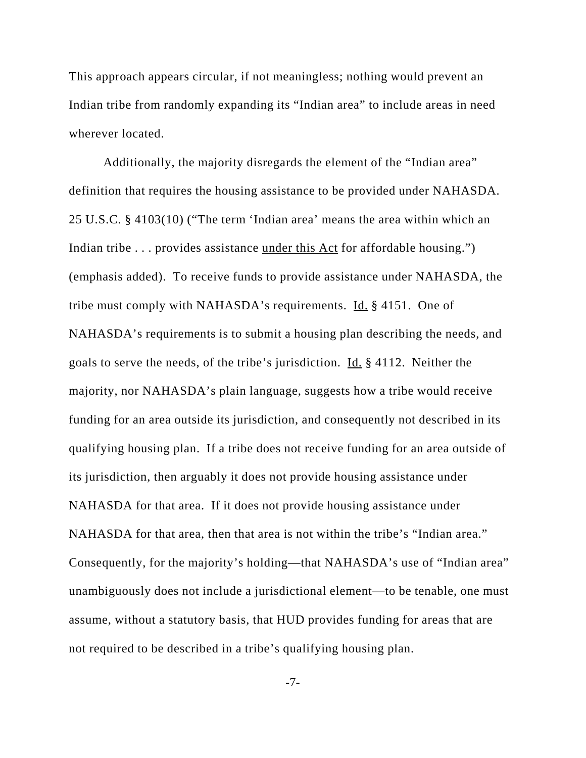This approach appears circular, if not meaningless; nothing would prevent an Indian tribe from randomly expanding its "Indian area" to include areas in need wherever located.

Additionally, the majority disregards the element of the "Indian area" definition that requires the housing assistance to be provided under NAHASDA. 25 U.S.C. § 4103(10) ("The term 'Indian area' means the area within which an Indian tribe . . . provides assistance <u>under this Act</u> for affordable housing.") (emphasis added). To receive funds to provide assistance under NAHASDA, the tribe must comply with NAHASDA's requirements. <u>Id.</u> § 4151. One of NAHASDA's requirements is to submit a housing plan describing the needs, and goals to serve the needs, of the tribe's jurisdiction. <u>Id.</u> § 4112. Neither the majority, nor NAHASDA's plain language, suggests how a tribe would receive funding for an area outside its jurisdiction, and consequently not described in its qualifying housing plan. If a tribe does not receive funding for an area outside of its jurisdiction, then arguably it does not provide housing assistance under NAHASDA for that area. If it does not provide housing assistance under NAHASDA for that area, then that area is not within the tribe's "Indian area." Consequently, for the majority's holding—that NAHASDA's use of "Indian area" unambiguously does not include a jurisdictional element—to be tenable, one must assume, without a statutory basis, that HUD provides funding for areas that are not required to be described in a tribe's qualifying housing plan.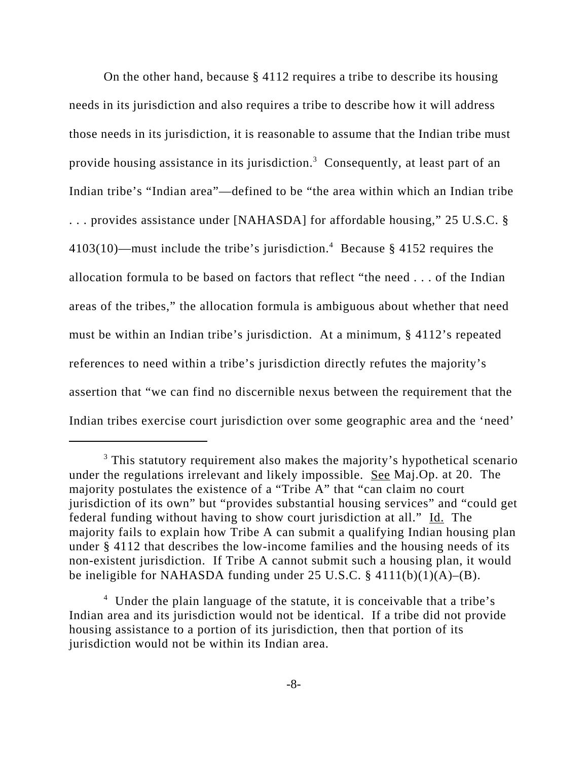On the other hand, because § 4112 requires a tribe to describe its housing needs in its jurisdiction and also requires a tribe to describe how it will address those needs in its jurisdiction, it is reasonable to assume that the Indian tribe must provide housing assistance in its jurisdiction.[3] Consequently, at least part of an Indian tribe's "Indian area"—defined to be "the area within which an Indian tribe . . . provides assistance under [NAHASDA] for affordable housing," 25 U.S.C. § 4103(10)—must include the tribe's jurisdiction.[4] Because § 4152 requires the allocation formula to be based on factors that reflect "the need . . . of the Indian areas of the tribes," the allocation formula is ambiguous about whether that need must be within an Indian tribe's jurisdiction. At a minimum, § 4112's repeated references to need within a tribe's jurisdiction directly refutes the majority's assertion that "we can find no discernible nexus between the requirement that the Indian tribes exercise court jurisdiction over some geographic area and the 'need'

[3] This statutory requirement also makes the majority's hypothetical scenario under the regulations irrelevant and likely impossible. See Maj.Op. at 20. The majority postulates the existence of a "Tribe A" that "can claim no court jurisdiction of its own" but "provides substantial housing services" and "could get federal funding without having to show court jurisdiction at all." Id. The majority fails to explain how Tribe A can submit a qualifying Indian housing plan under § 4112 that describes the low-income families and the housing needs of its non-existent jurisdiction. If Tribe A cannot submit such a housing plan, it would be ineligible for NAHASDA funding under 25 U.S.C. § 4111(b)(1)(A)–(B).

[4] Under the plain language of the statute, it is conceivable that a tribe's Indian area and its jurisdiction would not be identical. If a tribe did not provide housing assistance to a portion of its jurisdiction, then that portion of its jurisdiction would not be within its Indian area.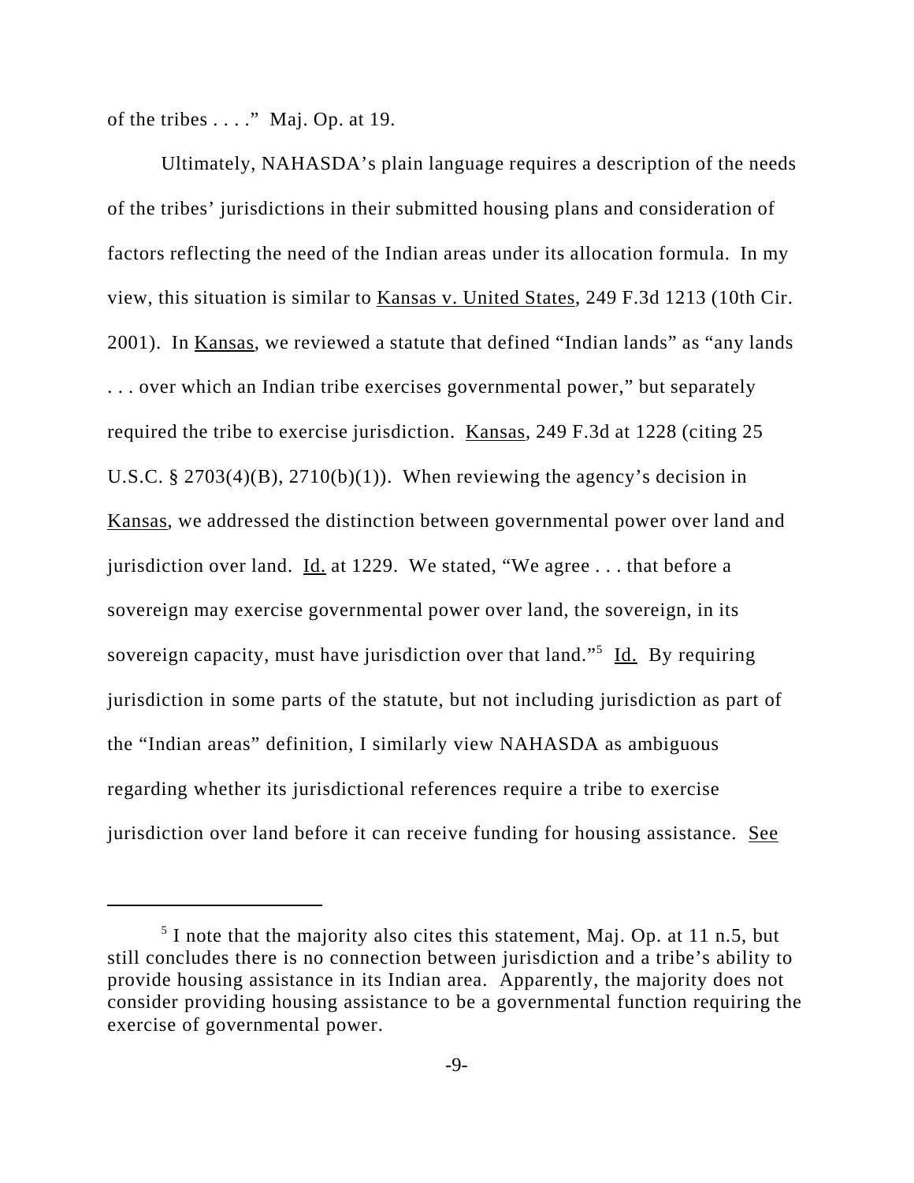of the tribes . . . ." Maj. Op. at 19.

Ultimately, NAHASDA's plain language requires a description of the needs of the tribes' jurisdictions in their submitted housing plans and consideration of factors reflecting the need of the Indian areas under its allocation formula. In my view, this situation is similar to Kansas v. United States, 249 F.3d 1213 (10th Cir. 2001). In Kansas, we reviewed a statute that defined "Indian lands" as "any lands . . . over which an Indian tribe exercises governmental power," but separately required the tribe to exercise jurisdiction. Kansas, 249 F.3d at 1228 (citing 25 U.S.C. § 2703(4)(B), 2710(b)(1)). When reviewing the agency's decision in Kansas, we addressed the distinction between governmental power over land and jurisdiction over land. Id. at 1229. We stated, "We agree . . . that before a sovereign may exercise governmental power over land, the sovereign, in its sovereign capacity, must have jurisdiction over that land."[5] Id. By requiring jurisdiction in some parts of the statute, but not including jurisdiction as part of the "Indian areas" definition, I similarly view NAHASDA as ambiguous regarding whether its jurisdictional references require a tribe to exercise jurisdiction over land before it can receive funding for housing assistance. See

[5] I note that the majority also cites this statement, Maj. Op. at 11 n.5, but still concludes there is no connection between jurisdiction and a tribe's ability to provide housing assistance in its Indian area. Apparently, the majority does not consider providing housing assistance to be a governmental function requiring the exercise of governmental power.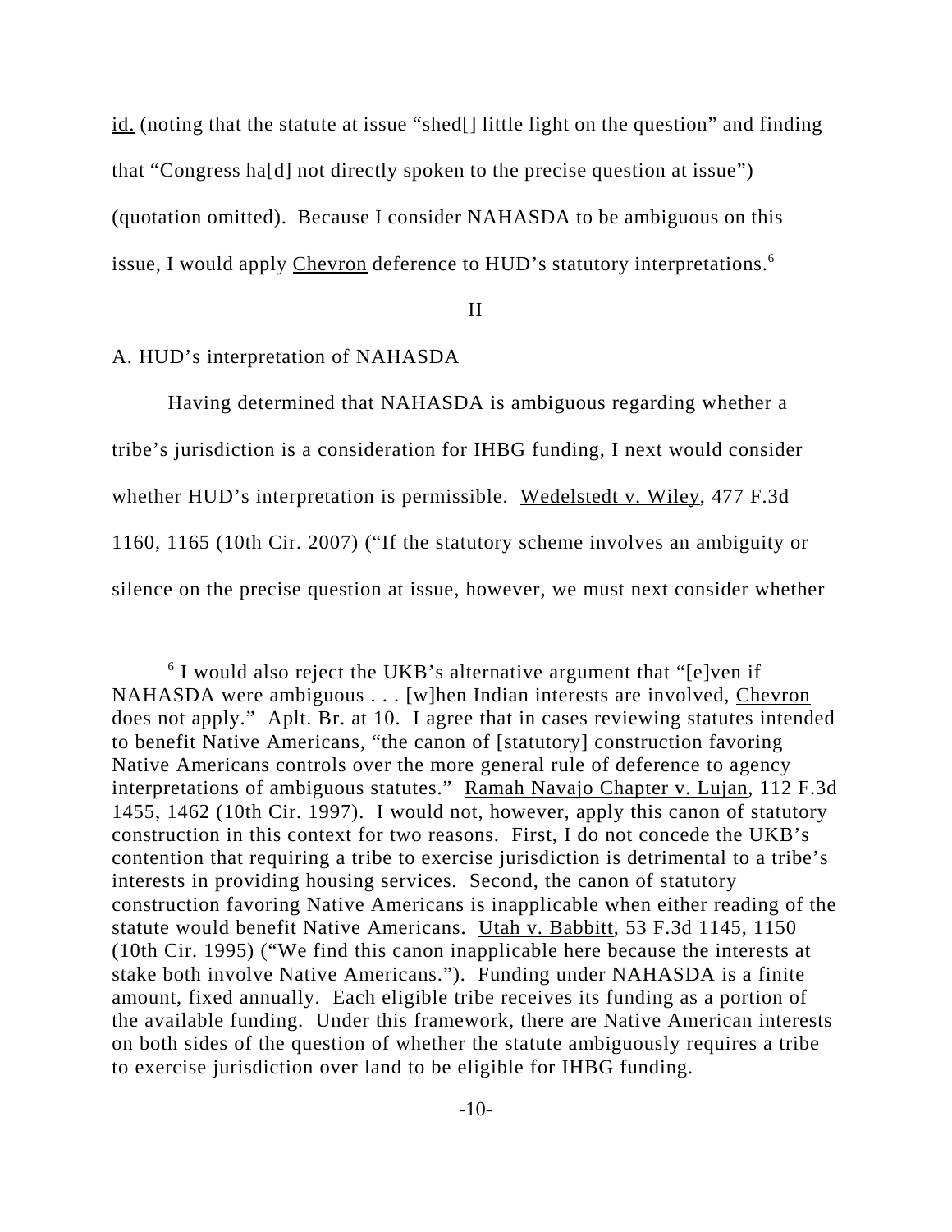id. (noting that the statute at issue "shed[] little light on the question" and finding that "Congress ha[d] not directly spoken to the precise question at issue") (quotation omitted). Because I consider NAHASDA to be ambiguous on this issue, I would apply Chevron deference to HUD's statutory interpretations.[6]

II

A. HUD's interpretation of NAHASDA

Having determined that NAHASDA is ambiguous regarding whether a tribe's jurisdiction is a consideration for IHBG funding, I next would consider whether HUD's interpretation is permissible. Wedelstedt v. Wiley, 477 F.3d 1160, 1165 (10th Cir. 2007) ("If the statutory scheme involves an ambiguity or silence on the precise question at issue, however, we must next consider whether

---

[6] I would also reject the UKB's alternative argument that "[e]ven if NAHASDA were ambiguous . . . [w]hen Indian interests are involved, Chevron does not apply." Aplt. Br. at 10. I agree that in cases reviewing statutes intended to benefit Native Americans, "the canon of [statutory] construction favoring Native Americans controls over the more general rule of deference to agency interpretations of ambiguous statutes." Ramah Navajo Chapter v. Lujan, 112 F.3d 1455, 1462 (10th Cir. 1997). I would not, however, apply this canon of statutory construction in this context for two reasons. First, I do not concede the UKB's contention that requiring a tribe to exercise jurisdiction is detrimental to a tribe's interests in providing housing services. Second, the canon of statutory construction favoring Native Americans is inapplicable when either reading of the statute would benefit Native Americans. Utah v. Babbitt, 53 F.3d 1145, 1150 (10th Cir. 1995) ("We find this canon inapplicable here because the interests at stake both involve Native Americans."). Funding under NAHASDA is a finite amount, fixed annually. Each eligible tribe receives its funding as a portion of the available funding. Under this framework, there are Native American interests on both sides of the question of whether the statute ambiguously requires a tribe to exercise jurisdiction over land to be eligible for IHBG funding.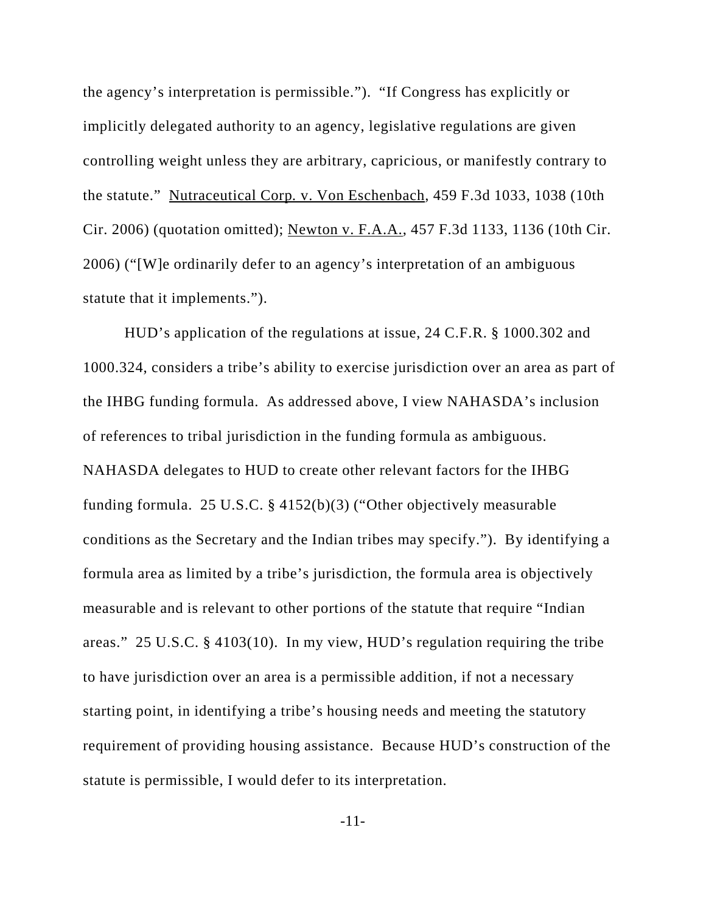the agency's interpretation is permissible."). "If Congress has explicitly or implicitly delegated authority to an agency, legislative regulations are given controlling weight unless they are arbitrary, capricious, or manifestly contrary to the statute." Nutraceutical Corp. v. Von Eschenbach, 459 F.3d 1033, 1038 (10th Cir. 2006) (quotation omitted); Newton v. F.A.A., 457 F.3d 1133, 1136 (10th Cir. 2006) ("[W]e ordinarily defer to an agency's interpretation of an ambiguous statute that it implements.").

HUD's application of the regulations at issue, 24 C.F.R. § 1000.302 and 1000.324, considers a tribe's ability to exercise jurisdiction over an area as part of the IHBG funding formula. As addressed above, I view NAHASDA's inclusion of references to tribal jurisdiction in the funding formula as ambiguous. NAHASDA delegates to HUD to create other relevant factors for the IHBG funding formula. 25 U.S.C. § 4152(b)(3) ("Other objectively measurable conditions as the Secretary and the Indian tribes may specify."). By identifying a formula area as limited by a tribe's jurisdiction, the formula area is objectively measurable and is relevant to other portions of the statute that require "Indian areas." 25 U.S.C. § 4103(10). In my view, HUD's regulation requiring the tribe to have jurisdiction over an area is a permissible addition, if not a necessary starting point, in identifying a tribe's housing needs and meeting the statutory requirement of providing housing assistance. Because HUD's construction of the statute is permissible, I would defer to its interpretation.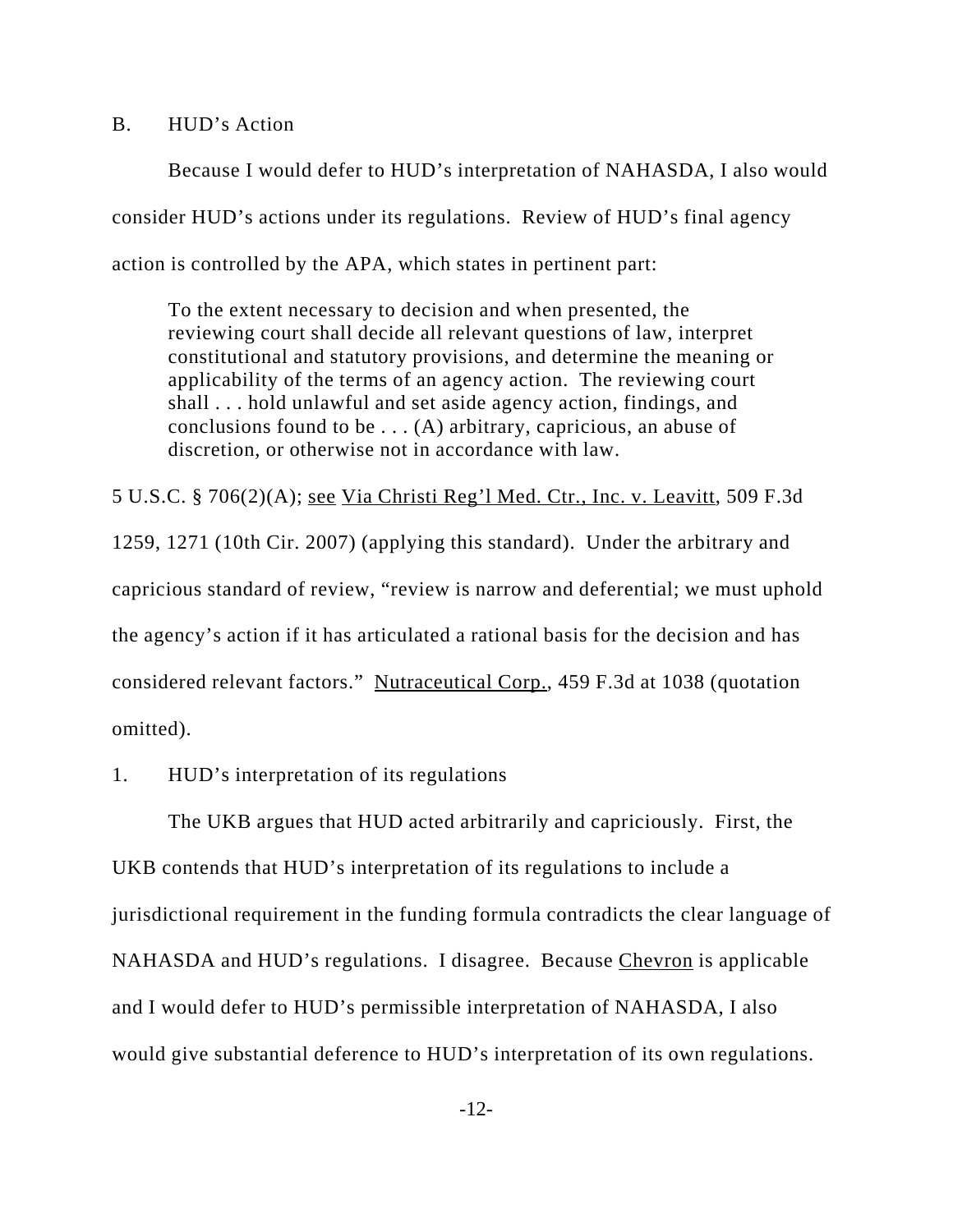B. HUD's Action

Because I would defer to HUD's interpretation of NAHASDA, I also would consider HUD's actions under its regulations. Review of HUD's final agency action is controlled by the APA, which states in pertinent part:

> To the extent necessary to decision and when presented, the reviewing court shall decide all relevant questions of law, interpret constitutional and statutory provisions, and determine the meaning or applicability of the terms of an agency action. The reviewing court shall . . . hold unlawful and set aside agency action, findings, and conclusions found to be . . . (A) arbitrary, capricious, an abuse of discretion, or otherwise not in accordance with law.

5 U.S.C. § 706(2)(A); see Via Christi Reg'l Med. Ctr., Inc. v. Leavitt, 509 F.3d 1259, 1271 (10th Cir. 2007) (applying this standard). Under the arbitrary and capricious standard of review, "review is narrow and deferential; we must uphold the agency's action if it has articulated a rational basis for the decision and has considered relevant factors." Nutraceutical Corp., 459 F.3d at 1038 (quotation omitted).

1. HUD's interpretation of its regulations

The UKB argues that HUD acted arbitrarily and capriciously. First, the UKB contends that HUD's interpretation of its regulations to include a jurisdictional requirement in the funding formula contradicts the clear language of NAHASDA and HUD's regulations. I disagree. Because Chevron is applicable and I would defer to HUD's permissible interpretation of NAHASDA, I also would give substantial deference to HUD's interpretation of its own regulations.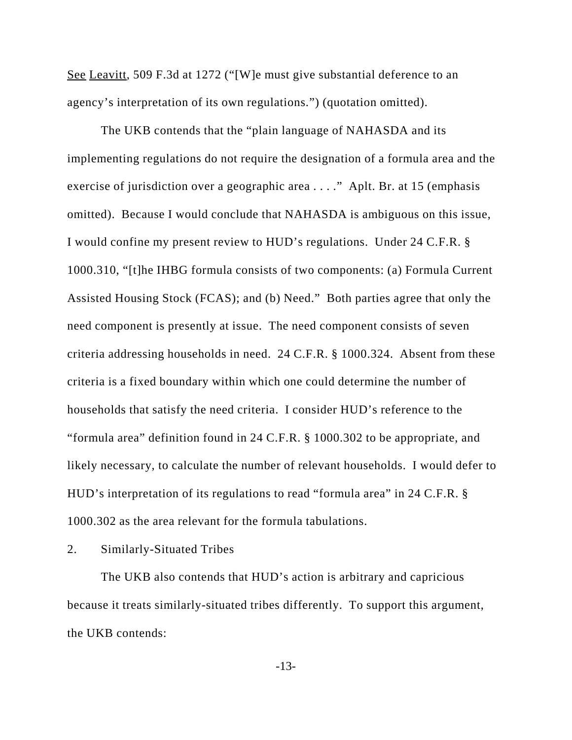See Leavitt, 509 F.3d at 1272 ("[W]e must give substantial deference to an agency's interpretation of its own regulations.") (quotation omitted).

The UKB contends that the "plain language of NAHASDA and its implementing regulations do not require the designation of a formula area and the exercise of jurisdiction over a geographic area . . . ." Aplt. Br. at 15 (emphasis omitted). Because I would conclude that NAHASDA is ambiguous on this issue, I would confine my present review to HUD's regulations. Under 24 C.F.R. § 1000.310, "[t]he IHBG formula consists of two components: (a) Formula Current Assisted Housing Stock (FCAS); and (b) Need." Both parties agree that only the need component is presently at issue. The need component consists of seven criteria addressing households in need. 24 C.F.R. § 1000.324. Absent from these criteria is a fixed boundary within which one could determine the number of households that satisfy the need criteria. I consider HUD's reference to the "formula area" definition found in 24 C.F.R. § 1000.302 to be appropriate, and likely necessary, to calculate the number of relevant households. I would defer to HUD's interpretation of its regulations to read "formula area" in 24 C.F.R. § 1000.302 as the area relevant for the formula tabulations.

2. Similarly-Situated Tribes

The UKB also contends that HUD's action is arbitrary and capricious because it treats similarly-situated tribes differently. To support this argument, the UKB contends: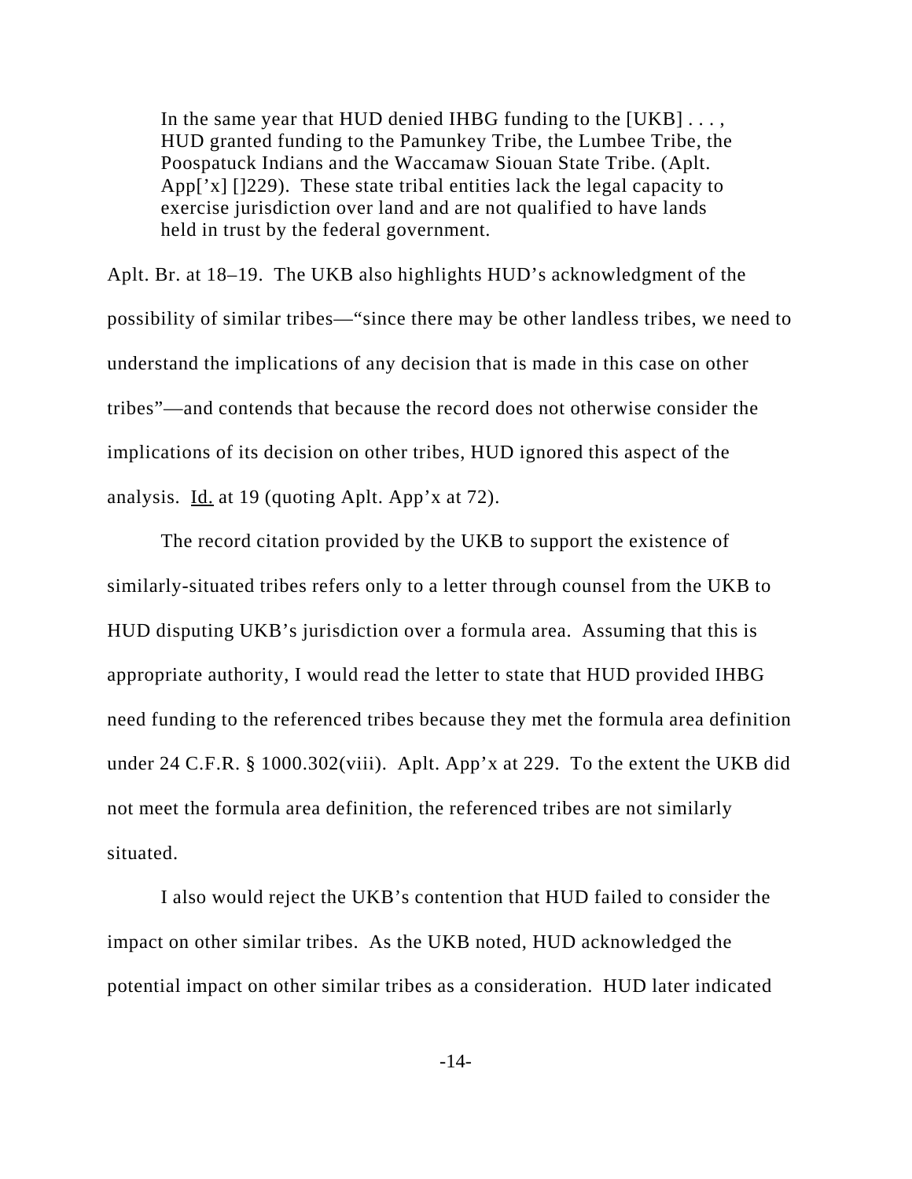> In the same year that HUD denied IHBG funding to the [UKB] . . . , HUD granted funding to the Pamunkey Tribe, the Lumbee Tribe, the Poospatuck Indians and the Waccamaw Siouan State Tribe. (Aplt. App['x] []229). These state tribal entities lack the legal capacity to exercise jurisdiction over land and are not qualified to have lands held in trust by the federal government.

Aplt. Br. at 18–19. The UKB also highlights HUD's acknowledgment of the possibility of similar tribes—"since there may be other landless tribes, we need to understand the implications of any decision that is made in this case on other tribes"—and contends that because the record does not otherwise consider the implications of its decision on other tribes, HUD ignored this aspect of the analysis. Id. at 19 (quoting Aplt. App'x at 72).

The record citation provided by the UKB to support the existence of similarly-situated tribes refers only to a letter through counsel from the UKB to HUD disputing UKB's jurisdiction over a formula area. Assuming that this is appropriate authority, I would read the letter to state that HUD provided IHBG need funding to the referenced tribes because they met the formula area definition under 24 C.F.R. § 1000.302(viii). Aplt. App'x at 229. To the extent the UKB did not meet the formula area definition, the referenced tribes are not similarly situated.

I also would reject the UKB's contention that HUD failed to consider the impact on other similar tribes. As the UKB noted, HUD acknowledged the potential impact on other similar tribes as a consideration. HUD later indicated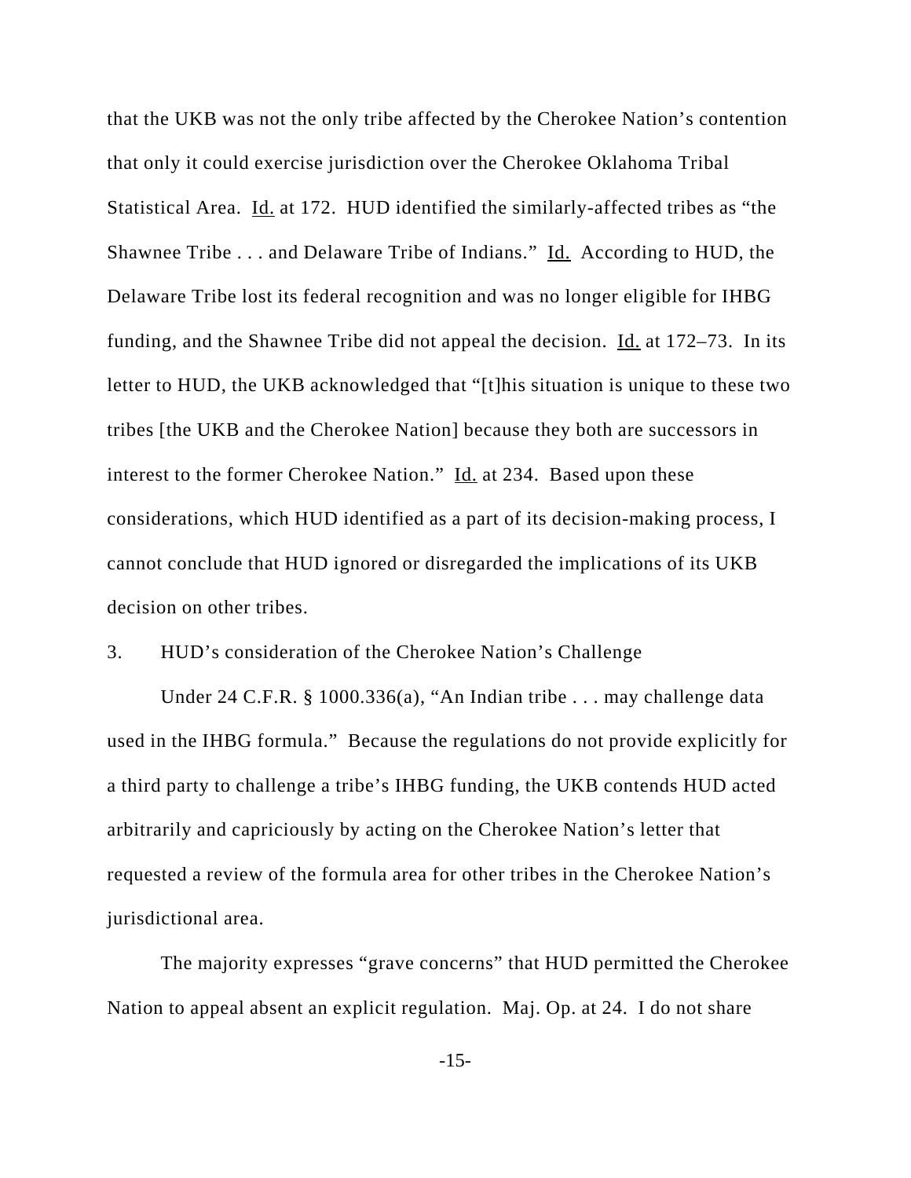that the UKB was not the only tribe affected by the Cherokee Nation's contention that only it could exercise jurisdiction over the Cherokee Oklahoma Tribal Statistical Area. Id. at 172. HUD identified the similarly-affected tribes as "the Shawnee Tribe . . . and Delaware Tribe of Indians." Id. According to HUD, the Delaware Tribe lost its federal recognition and was no longer eligible for IHBG funding, and the Shawnee Tribe did not appeal the decision. Id. at 172–73. In its letter to HUD, the UKB acknowledged that "[t]his situation is unique to these two tribes [the UKB and the Cherokee Nation] because they both are successors in interest to the former Cherokee Nation." Id. at 234. Based upon these considerations, which HUD identified as a part of its decision-making process, I cannot conclude that HUD ignored or disregarded the implications of its UKB decision on other tribes.

3. HUD's consideration of the Cherokee Nation's Challenge

Under 24 C.F.R. § 1000.336(a), "An Indian tribe . . . may challenge data used in the IHBG formula." Because the regulations do not provide explicitly for a third party to challenge a tribe's IHBG funding, the UKB contends HUD acted arbitrarily and capriciously by acting on the Cherokee Nation's letter that requested a review of the formula area for other tribes in the Cherokee Nation's jurisdictional area.

The majority expresses "grave concerns" that HUD permitted the Cherokee Nation to appeal absent an explicit regulation. Maj. Op. at 24. I do not share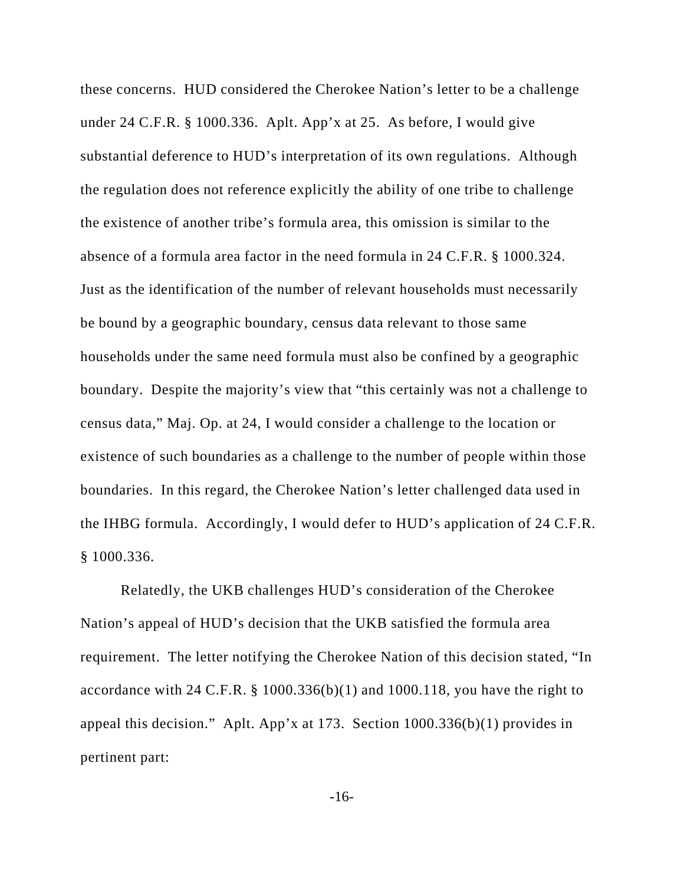these concerns. HUD considered the Cherokee Nation's letter to be a challenge under 24 C.F.R. § 1000.336. Aplt. App'x at 25. As before, I would give substantial deference to HUD's interpretation of its own regulations. Although the regulation does not reference explicitly the ability of one tribe to challenge the existence of another tribe's formula area, this omission is similar to the absence of a formula area factor in the need formula in 24 C.F.R. § 1000.324. Just as the identification of the number of relevant households must necessarily be bound by a geographic boundary, census data relevant to those same households under the same need formula must also be confined by a geographic boundary. Despite the majority's view that "this certainly was not a challenge to census data," Maj. Op. at 24, I would consider a challenge to the location or existence of such boundaries as a challenge to the number of people within those boundaries. In this regard, the Cherokee Nation's letter challenged data used in the IHBG formula. Accordingly, I would defer to HUD's application of 24 C.F.R. § 1000.336.

Relatedly, the UKB challenges HUD's consideration of the Cherokee Nation's appeal of HUD's decision that the UKB satisfied the formula area requirement. The letter notifying the Cherokee Nation of this decision stated, "In accordance with 24 C.F.R. § 1000.336(b)(1) and 1000.118, you have the right to appeal this decision." Aplt. App'x at 173. Section 1000.336(b)(1) provides in pertinent part: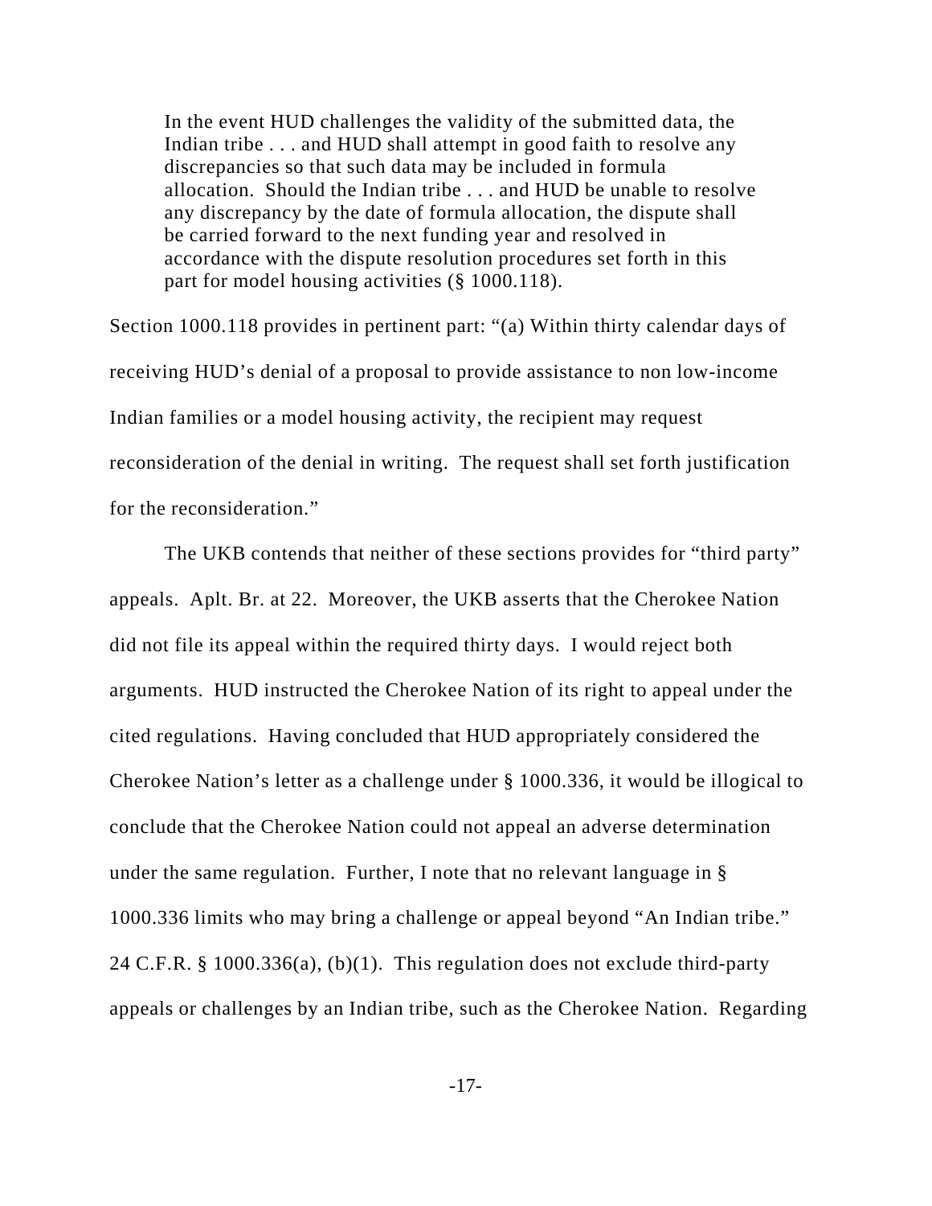> In the event HUD challenges the validity of the submitted data, the Indian tribe . . . and HUD shall attempt in good faith to resolve any discrepancies so that such data may be included in formula allocation. Should the Indian tribe . . . and HUD be unable to resolve any discrepancy by the date of formula allocation, the dispute shall be carried forward to the next funding year and resolved in accordance with the dispute resolution procedures set forth in this part for model housing activities (§ 1000.118).

Section 1000.118 provides in pertinent part: "(a) Within thirty calendar days of receiving HUD's denial of a proposal to provide assistance to non low-income Indian families or a model housing activity, the recipient may request reconsideration of the denial in writing. The request shall set forth justification for the reconsideration."

The UKB contends that neither of these sections provides for "third party" appeals. Aplt. Br. at 22. Moreover, the UKB asserts that the Cherokee Nation did not file its appeal within the required thirty days. I would reject both arguments. HUD instructed the Cherokee Nation of its right to appeal under the cited regulations. Having concluded that HUD appropriately considered the Cherokee Nation's letter as a challenge under § 1000.336, it would be illogical to conclude that the Cherokee Nation could not appeal an adverse determination under the same regulation. Further, I note that no relevant language in § 1000.336 limits who may bring a challenge or appeal beyond "An Indian tribe." 24 C.F.R. § 1000.336(a), (b)(1). This regulation does not exclude third-party appeals or challenges by an Indian tribe, such as the Cherokee Nation. Regarding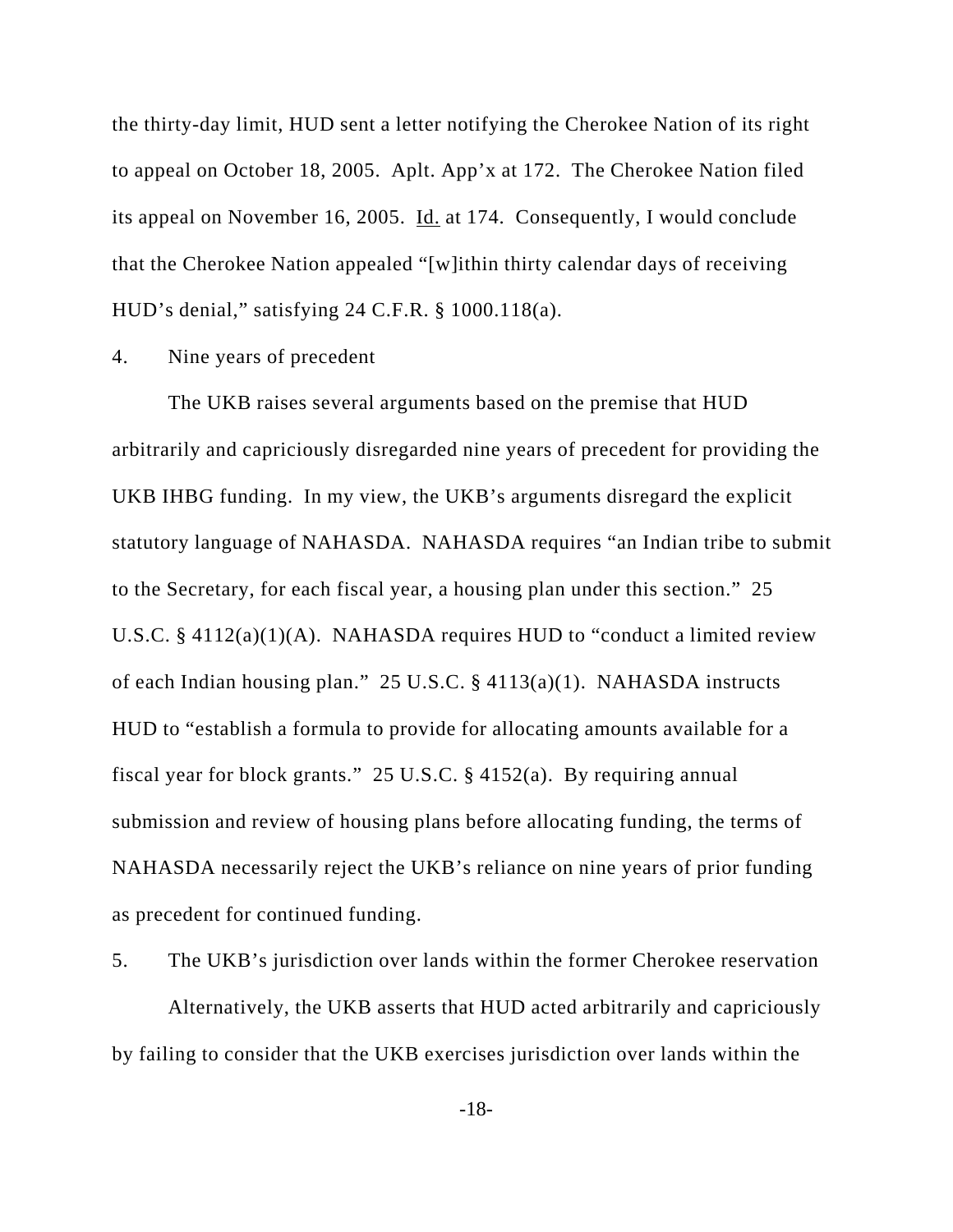the thirty-day limit, HUD sent a letter notifying the Cherokee Nation of its right to appeal on October 18, 2005. Aplt. App'x at 172. The Cherokee Nation filed its appeal on November 16, 2005. Id. at 174. Consequently, I would conclude that the Cherokee Nation appealed "[w]ithin thirty calendar days of receiving HUD's denial," satisfying 24 C.F.R. § 1000.118(a).

4. Nine years of precedent

The UKB raises several arguments based on the premise that HUD arbitrarily and capriciously disregarded nine years of precedent for providing the UKB IHBG funding. In my view, the UKB's arguments disregard the explicit statutory language of NAHASDA. NAHASDA requires "an Indian tribe to submit to the Secretary, for each fiscal year, a housing plan under this section." 25 U.S.C. § 4112(a)(1)(A). NAHASDA requires HUD to "conduct a limited review of each Indian housing plan." 25 U.S.C. § 4113(a)(1). NAHASDA instructs HUD to "establish a formula to provide for allocating amounts available for a fiscal year for block grants." 25 U.S.C. § 4152(a). By requiring annual submission and review of housing plans before allocating funding, the terms of NAHASDA necessarily reject the UKB's reliance on nine years of prior funding as precedent for continued funding.

5. The UKB's jurisdiction over lands within the former Cherokee reservation

Alternatively, the UKB asserts that HUD acted arbitrarily and capriciously by failing to consider that the UKB exercises jurisdiction over lands within the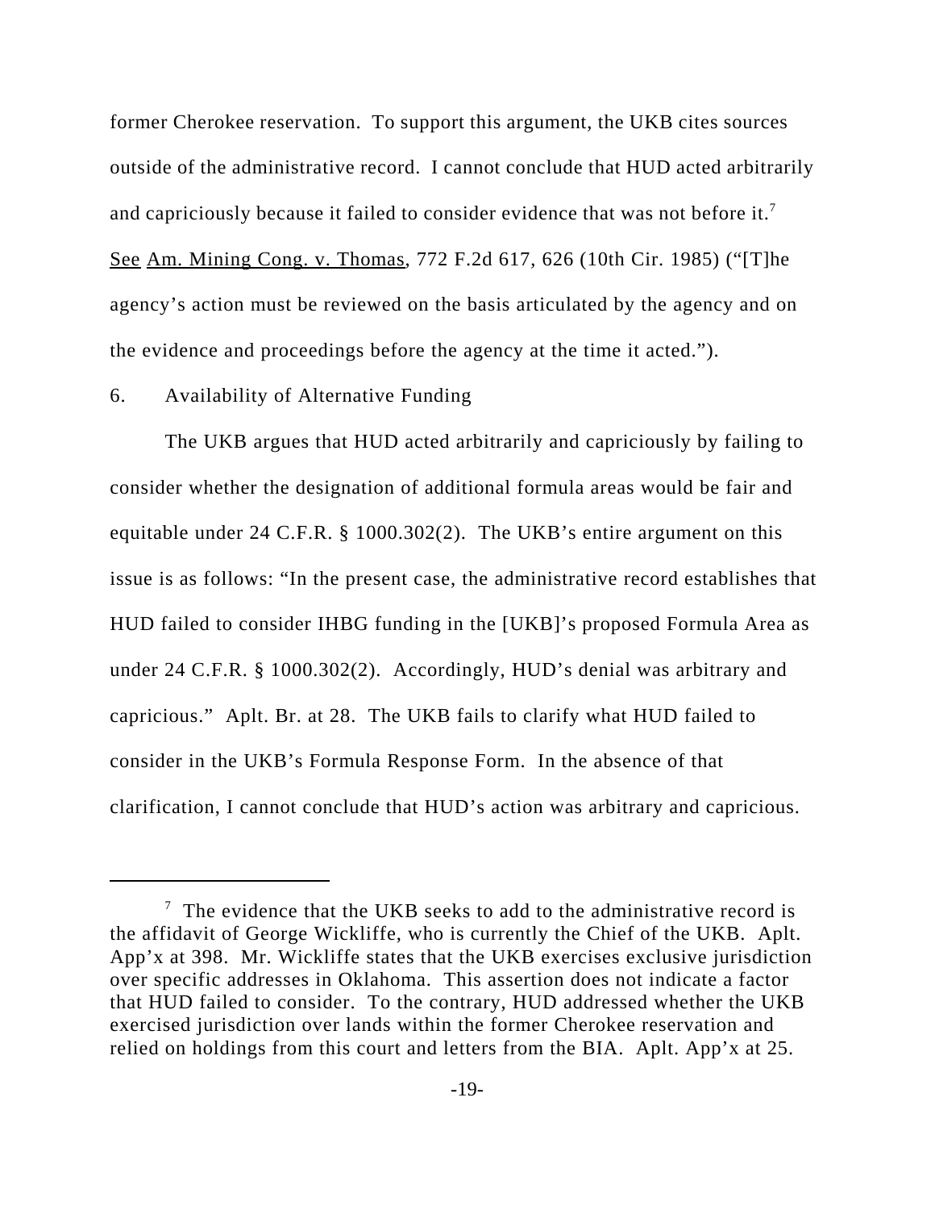former Cherokee reservation. To support this argument, the UKB cites sources outside of the administrative record. I cannot conclude that HUD acted arbitrarily and capriciously because it failed to consider evidence that was not before it.[7] See Am. Mining Cong. v. Thomas, 772 F.2d 617, 626 (10th Cir. 1985) ("[T]he agency's action must be reviewed on the basis articulated by the agency and on the evidence and proceedings before the agency at the time it acted.").

6. Availability of Alternative Funding

The UKB argues that HUD acted arbitrarily and capriciously by failing to consider whether the designation of additional formula areas would be fair and equitable under 24 C.F.R. § 1000.302(2). The UKB's entire argument on this issue is as follows: "In the present case, the administrative record establishes that HUD failed to consider IHBG funding in the [UKB]'s proposed Formula Area as under 24 C.F.R. § 1000.302(2). Accordingly, HUD's denial was arbitrary and capricious." Aplt. Br. at 28. The UKB fails to clarify what HUD failed to consider in the UKB's Formula Response Form. In the absence of that clarification, I cannot conclude that HUD's action was arbitrary and capricious.

---

[7] The evidence that the UKB seeks to add to the administrative record is the affidavit of George Wickliffe, who is currently the Chief of the UKB. Aplt. App'x at 398. Mr. Wickliffe states that the UKB exercises exclusive jurisdiction over specific addresses in Oklahoma. This assertion does not indicate a factor that HUD failed to consider. To the contrary, HUD addressed whether the UKB exercised jurisdiction over lands within the former Cherokee reservation and relied on holdings from this court and letters from the BIA. Aplt. App'x at 25.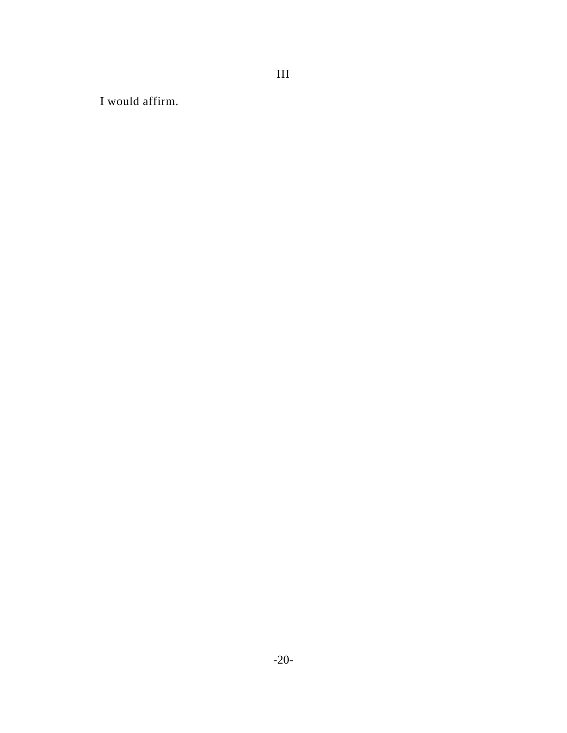## III

I would affirm.